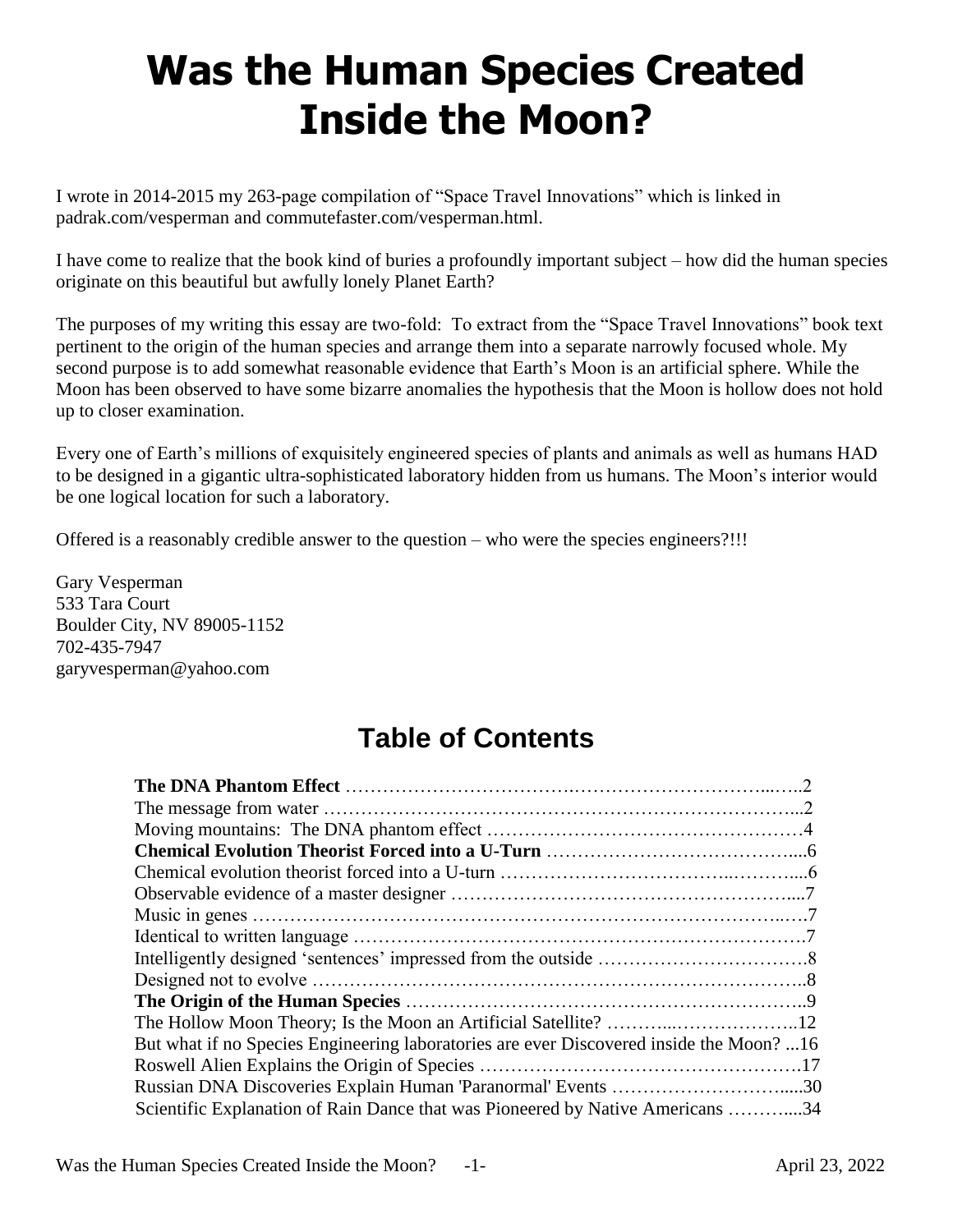# Was the Human Species Created Inside the Moon?

I wrote in 2014-2015 my 263-page compilation of "Space Travel Innovations" which is linked in padrak.com/vesperman and commutefaster.com/vesperman.html.

I have come to realize that the book kind of buries a profoundly important subject – how did the human species originate on this beautiful but awfully lonely Planet Earth?

The purposes of my writing this essay are two-fold: To extract from the "Space Travel Innovations" book text pertinent to the origin of the human species and arrange them into a separate narrowly focused whole. My second purpose is to add somewhat reasonable evidence that Earth's Moon is an artificial sphere. While the Moon has been observed to have some bizarre anomalies the hypothesis that the Moon is hollow does not hold up to closer examination.

Every one of Earth's millions of exquisitely engineered species of plants and animals as well as humans HAD to be designed in a gigantic ultra-sophisticated laboratory hidden from us humans. The Moon's interior would be one logical location for such a laboratory.

Offered is a reasonably credible answer to the question – who were the species engineers?!!!

Gary Vesperman
533 Tara Court
Boulder City, NV 89005-1152
702-435-7947
garyvesperman@yahoo.com

## Table of Contents

**The DNA Phantom Effect** ..... 2
The message from water ..... 2
Moving mountains: The DNA phantom effect ..... 4
**Chemical Evolution Theorist Forced into a U-Turn** ..... 6
Chemical evolution theorist forced into a U-turn ..... 6
Observable evidence of a master designer ..... 7
Music in genes ..... 7
Identical to written language ..... 7
Intelligently designed 'sentences' impressed from the outside ..... 8
Designed not to evolve ..... 8
**The Origin of the Human Species** ..... 9
The Hollow Moon Theory; Is the Moon an Artificial Satellite? ..... 12
But what if no Species Engineering laboratories are ever Discovered inside the Moon? ... 16
Roswell Alien Explains the Origin of Species ..... 17
Russian DNA Discoveries Explain Human 'Paranormal' Events ..... 30
Scientific Explanation of Rain Dance that was Pioneered by Native Americans ..... 34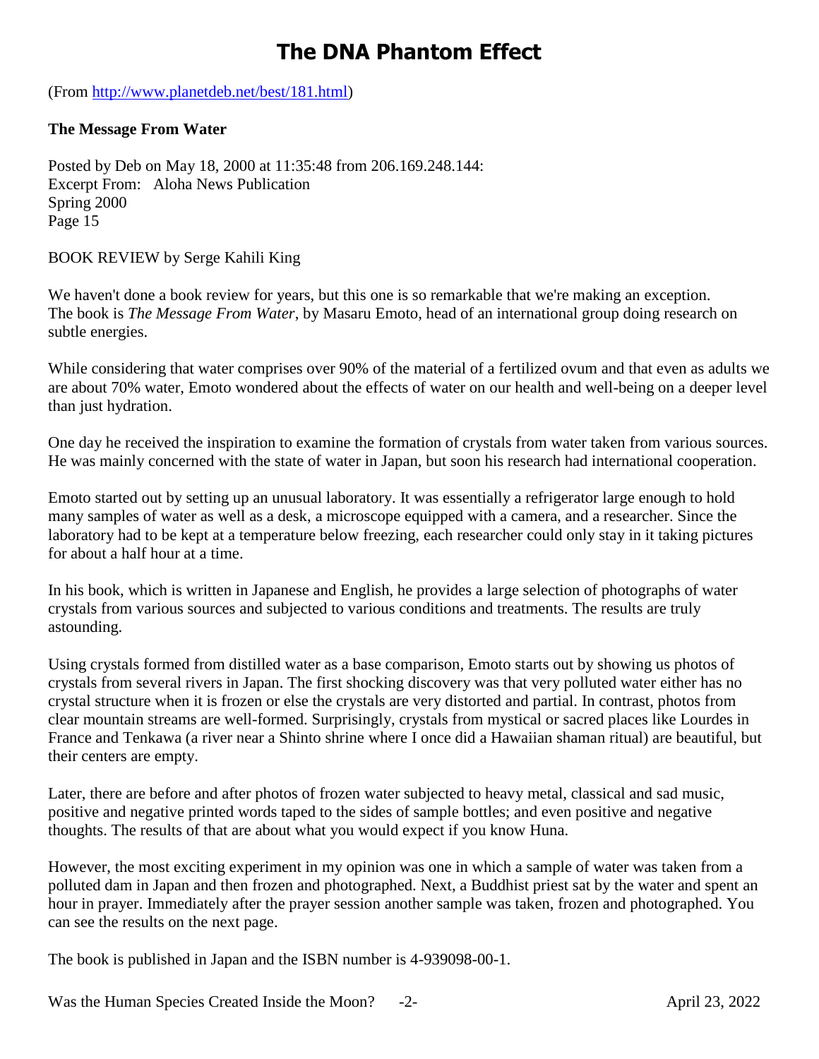# The DNA Phantom Effect

(From http://www.planetdeb.net/best/181.html)

**The Message From Water**

Posted by Deb on May 18, 2000 at 11:35:48 from 206.169.248.144:
Excerpt From: Aloha News Publication
Spring 2000
Page 15

BOOK REVIEW by Serge Kahili King

We haven't done a book review for years, but this one is so remarkable that we're making an exception. The book is *The Message From Water*, by Masaru Emoto, head of an international group doing research on subtle energies.

While considering that water comprises over 90% of the material of a fertilized ovum and that even as adults we are about 70% water, Emoto wondered about the effects of water on our health and well-being on a deeper level than just hydration.

One day he received the inspiration to examine the formation of crystals from water taken from various sources. He was mainly concerned with the state of water in Japan, but soon his research had international cooperation.

Emoto started out by setting up an unusual laboratory. It was essentially a refrigerator large enough to hold many samples of water as well as a desk, a microscope equipped with a camera, and a researcher. Since the laboratory had to be kept at a temperature below freezing, each researcher could only stay in it taking pictures for about a half hour at a time.

In his book, which is written in Japanese and English, he provides a large selection of photographs of water crystals from various sources and subjected to various conditions and treatments. The results are truly astounding.

Using crystals formed from distilled water as a base comparison, Emoto starts out by showing us photos of crystals from several rivers in Japan. The first shocking discovery was that very polluted water either has no crystal structure when it is frozen or else the crystals are very distorted and partial. In contrast, photos from clear mountain streams are well-formed. Surprisingly, crystals from mystical or sacred places like Lourdes in France and Tenkawa (a river near a Shinto shrine where I once did a Hawaiian shaman ritual) are beautiful, but their centers are empty.

Later, there are before and after photos of frozen water subjected to heavy metal, classical and sad music, positive and negative printed words taped to the sides of sample bottles; and even positive and negative thoughts. The results of that are about what you would expect if you know Huna.

However, the most exciting experiment in my opinion was one in which a sample of water was taken from a polluted dam in Japan and then frozen and photographed. Next, a Buddhist priest sat by the water and spent an hour in prayer. Immediately after the prayer session another sample was taken, frozen and photographed. You can see the results on the next page.

The book is published in Japan and the ISBN number is 4-939098-00-1.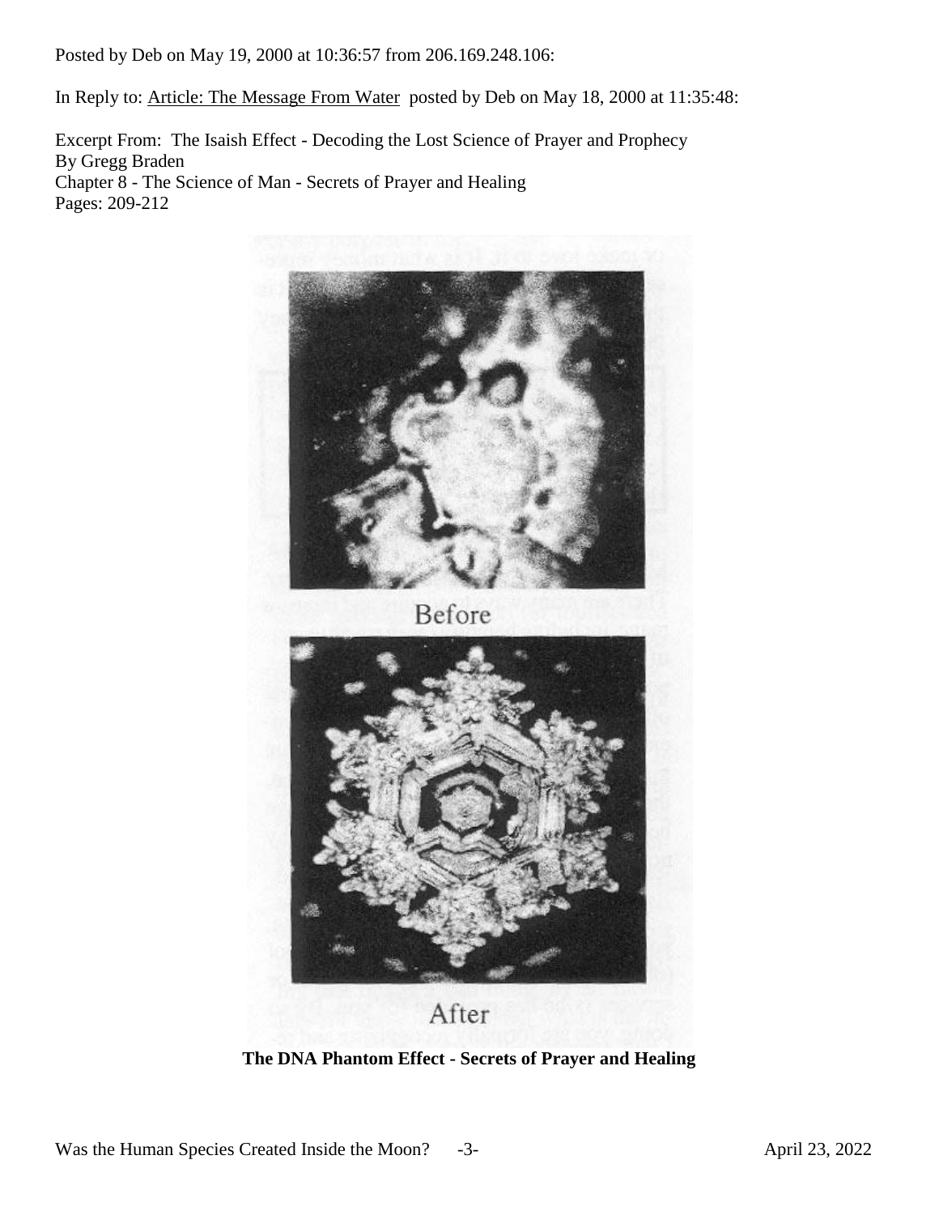Posted by Deb on May 19, 2000 at 10:36:57 from 206.169.248.106:

In Reply to: Article: The Message From Water posted by Deb on May 18, 2000 at 11:35:48:

Excerpt From: The Isaish Effect - Decoding the Lost Science of Prayer and Prophecy
By Gregg Braden
Chapter 8 - The Science of Man - Secrets of Prayer and Healing
Pages: 209-212

Before

After

**The DNA Phantom Effect - Secrets of Prayer and Healing**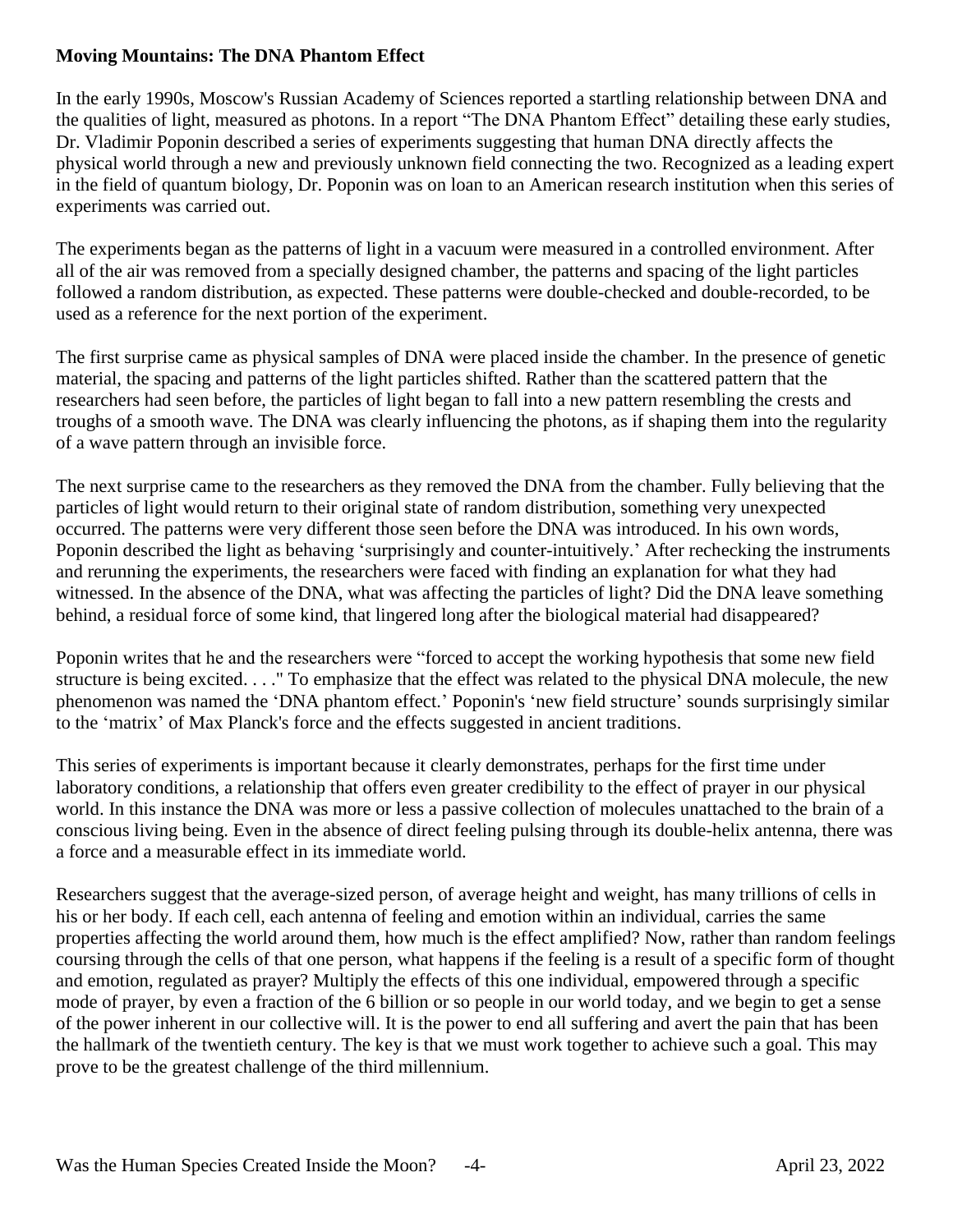**Moving Mountains: The DNA Phantom Effect**

In the early 1990s, Moscow's Russian Academy of Sciences reported a startling relationship between DNA and the qualities of light, measured as photons. In a report "The DNA Phantom Effect" detailing these early studies, Dr. Vladimir Poponin described a series of experiments suggesting that human DNA directly affects the physical world through a new and previously unknown field connecting the two. Recognized as a leading expert in the field of quantum biology, Dr. Poponin was on loan to an American research institution when this series of experiments was carried out.

The experiments began as the patterns of light in a vacuum were measured in a controlled environment. After all of the air was removed from a specially designed chamber, the patterns and spacing of the light particles followed a random distribution, as expected. These patterns were double-checked and double-recorded, to be used as a reference for the next portion of the experiment.

The first surprise came as physical samples of DNA were placed inside the chamber. In the presence of genetic material, the spacing and patterns of the light particles shifted. Rather than the scattered pattern that the researchers had seen before, the particles of light began to fall into a new pattern resembling the crests and troughs of a smooth wave. The DNA was clearly influencing the photons, as if shaping them into the regularity of a wave pattern through an invisible force.

The next surprise came to the researchers as they removed the DNA from the chamber. Fully believing that the particles of light would return to their original state of random distribution, something very unexpected occurred. The patterns were very different those seen before the DNA was introduced. In his own words, Poponin described the light as behaving 'surprisingly and counter-intuitively.' After rechecking the instruments and rerunning the experiments, the researchers were faced with finding an explanation for what they had witnessed. In the absence of the DNA, what was affecting the particles of light? Did the DNA leave something behind, a residual force of some kind, that lingered long after the biological material had disappeared?

Poponin writes that he and the researchers were "forced to accept the working hypothesis that some new field structure is being excited. . . ." To emphasize that the effect was related to the physical DNA molecule, the new phenomenon was named the 'DNA phantom effect.' Poponin's 'new field structure' sounds surprisingly similar to the 'matrix' of Max Planck's force and the effects suggested in ancient traditions.

This series of experiments is important because it clearly demonstrates, perhaps for the first time under laboratory conditions, a relationship that offers even greater credibility to the effect of prayer in our physical world. In this instance the DNA was more or less a passive collection of molecules unattached to the brain of a conscious living being. Even in the absence of direct feeling pulsing through its double-helix antenna, there was a force and a measurable effect in its immediate world.

Researchers suggest that the average-sized person, of average height and weight, has many trillions of cells in his or her body. If each cell, each antenna of feeling and emotion within an individual, carries the same properties affecting the world around them, how much is the effect amplified? Now, rather than random feelings coursing through the cells of that one person, what happens if the feeling is a result of a specific form of thought and emotion, regulated as prayer? Multiply the effects of this one individual, empowered through a specific mode of prayer, by even a fraction of the 6 billion or so people in our world today, and we begin to get a sense of the power inherent in our collective will. It is the power to end all suffering and avert the pain that has been the hallmark of the twentieth century. The key is that we must work together to achieve such a goal. This may prove to be the greatest challenge of the third millennium.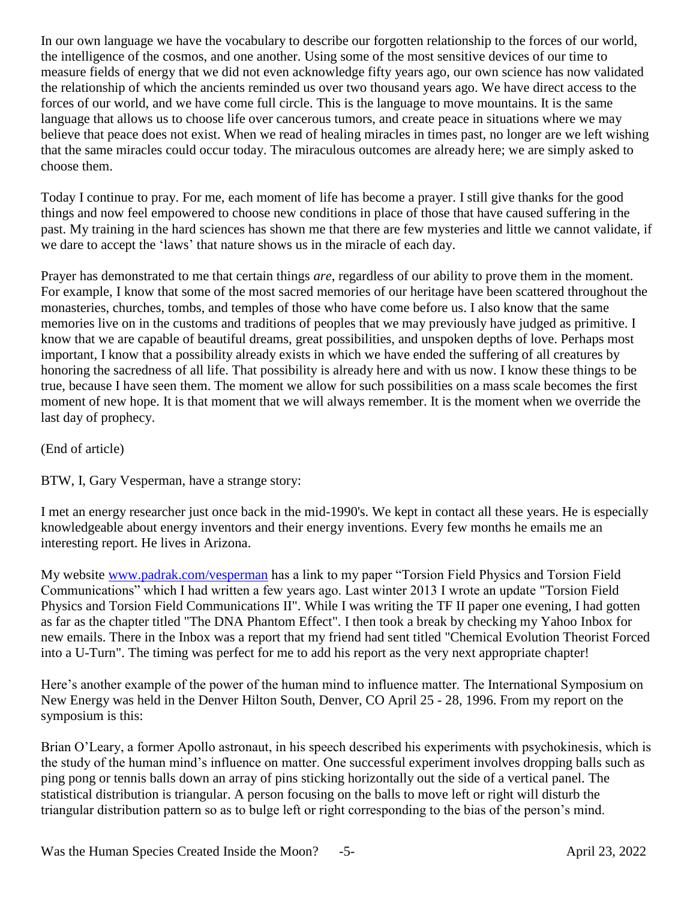In our own language we have the vocabulary to describe our forgotten relationship to the forces of our world, the intelligence of the cosmos, and one another. Using some of the most sensitive devices of our time to measure fields of energy that we did not even acknowledge fifty years ago, our own science has now validated the relationship of which the ancients reminded us over two thousand years ago. We have direct access to the forces of our world, and we have come full circle. This is the language to move mountains. It is the same language that allows us to choose life over cancerous tumors, and create peace in situations where we may believe that peace does not exist. When we read of healing miracles in times past, no longer are we left wishing that the same miracles could occur today. The miraculous outcomes are already here; we are simply asked to choose them.

Today I continue to pray. For me, each moment of life has become a prayer. I still give thanks for the good things and now feel empowered to choose new conditions in place of those that have caused suffering in the past. My training in the hard sciences has shown me that there are few mysteries and little we cannot validate, if we dare to accept the 'laws' that nature shows us in the miracle of each day.

Prayer has demonstrated to me that certain things *are*, regardless of our ability to prove them in the moment. For example, I know that some of the most sacred memories of our heritage have been scattered throughout the monasteries, churches, tombs, and temples of those who have come before us. I also know that the same memories live on in the customs and traditions of peoples that we may previously have judged as primitive. I know that we are capable of beautiful dreams, great possibilities, and unspoken depths of love. Perhaps most important, I know that a possibility already exists in which we have ended the suffering of all creatures by honoring the sacredness of all life. That possibility is already here and with us now. I know these things to be true, because I have seen them. The moment we allow for such possibilities on a mass scale becomes the first moment of new hope. It is that moment that we will always remember. It is the moment when we override the last day of prophecy.

(End of article)

BTW, I, Gary Vesperman, have a strange story:

I met an energy researcher just once back in the mid-1990's. We kept in contact all these years. He is especially knowledgeable about energy inventors and their energy inventions. Every few months he emails me an interesting report. He lives in Arizona.

My website [www.padrak.com/vesperman](www.padrak.com/vesperman) has a link to my paper "Torsion Field Physics and Torsion Field Communications" which I had written a few years ago. Last winter 2013 I wrote an update "Torsion Field Physics and Torsion Field Communications II". While I was writing the TF II paper one evening, I had gotten as far as the chapter titled "The DNA Phantom Effect". I then took a break by checking my Yahoo Inbox for new emails. There in the Inbox was a report that my friend had sent titled "Chemical Evolution Theorist Forced into a U-Turn". The timing was perfect for me to add his report as the very next appropriate chapter!

Here's another example of the power of the human mind to influence matter. The International Symposium on New Energy was held in the Denver Hilton South, Denver, CO April 25 - 28, 1996. From my report on the symposium is this:

Brian O'Leary, a former Apollo astronaut, in his speech described his experiments with psychokinesis, which is the study of the human mind's influence on matter. One successful experiment involves dropping balls such as ping pong or tennis balls down an array of pins sticking horizontally out the side of a vertical panel. The statistical distribution is triangular. A person focusing on the balls to move left or right will disturb the triangular distribution pattern so as to bulge left or right corresponding to the bias of the person's mind.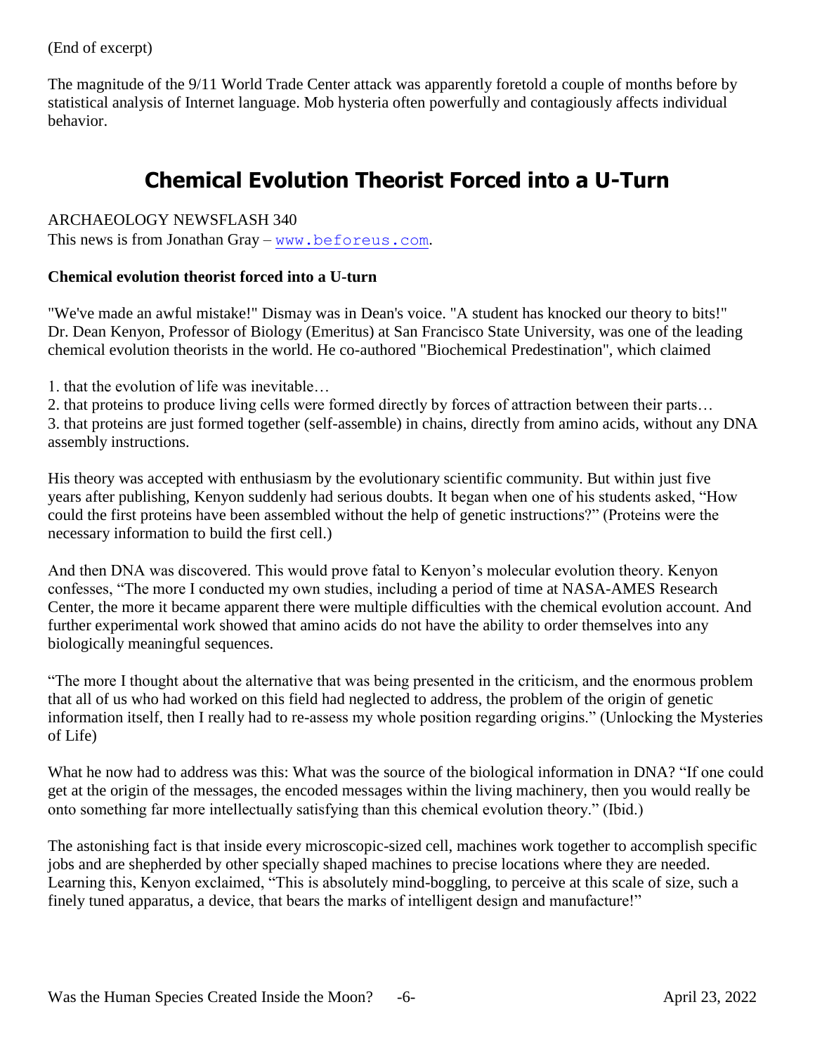(End of excerpt)

The magnitude of the 9/11 World Trade Center attack was apparently foretold a couple of months before by statistical analysis of Internet language. Mob hysteria often powerfully and contagiously affects individual behavior.

# Chemical Evolution Theorist Forced into a U-Turn

ARCHAEOLOGY NEWSFLASH 340
This news is from Jonathan Gray – www.beforeus.com.

**Chemical evolution theorist forced into a U-turn**

"We've made an awful mistake!" Dismay was in Dean's voice. "A student has knocked our theory to bits!" Dr. Dean Kenyon, Professor of Biology (Emeritus) at San Francisco State University, was one of the leading chemical evolution theorists in the world. He co-authored "Biochemical Predestination", which claimed

1. that the evolution of life was inevitable…
2. that proteins to produce living cells were formed directly by forces of attraction between their parts…
3. that proteins are just formed together (self-assemble) in chains, directly from amino acids, without any DNA assembly instructions.

His theory was accepted with enthusiasm by the evolutionary scientific community. But within just five years after publishing, Kenyon suddenly had serious doubts. It began when one of his students asked, "How could the first proteins have been assembled without the help of genetic instructions?" (Proteins were the necessary information to build the first cell.)

And then DNA was discovered. This would prove fatal to Kenyon's molecular evolution theory. Kenyon confesses, "The more I conducted my own studies, including a period of time at NASA-AMES Research Center, the more it became apparent there were multiple difficulties with the chemical evolution account. And further experimental work showed that amino acids do not have the ability to order themselves into any biologically meaningful sequences.

"The more I thought about the alternative that was being presented in the criticism, and the enormous problem that all of us who had worked on this field had neglected to address, the problem of the origin of genetic information itself, then I really had to re-assess my whole position regarding origins." (Unlocking the Mysteries of Life)

What he now had to address was this: What was the source of the biological information in DNA? "If one could get at the origin of the messages, the encoded messages within the living machinery, then you would really be onto something far more intellectually satisfying than this chemical evolution theory." (Ibid.)

The astonishing fact is that inside every microscopic-sized cell, machines work together to accomplish specific jobs and are shepherded by other specially shaped machines to precise locations where they are needed. Learning this, Kenyon exclaimed, "This is absolutely mind-boggling, to perceive at this scale of size, such a finely tuned apparatus, a device, that bears the marks of intelligent design and manufacture!"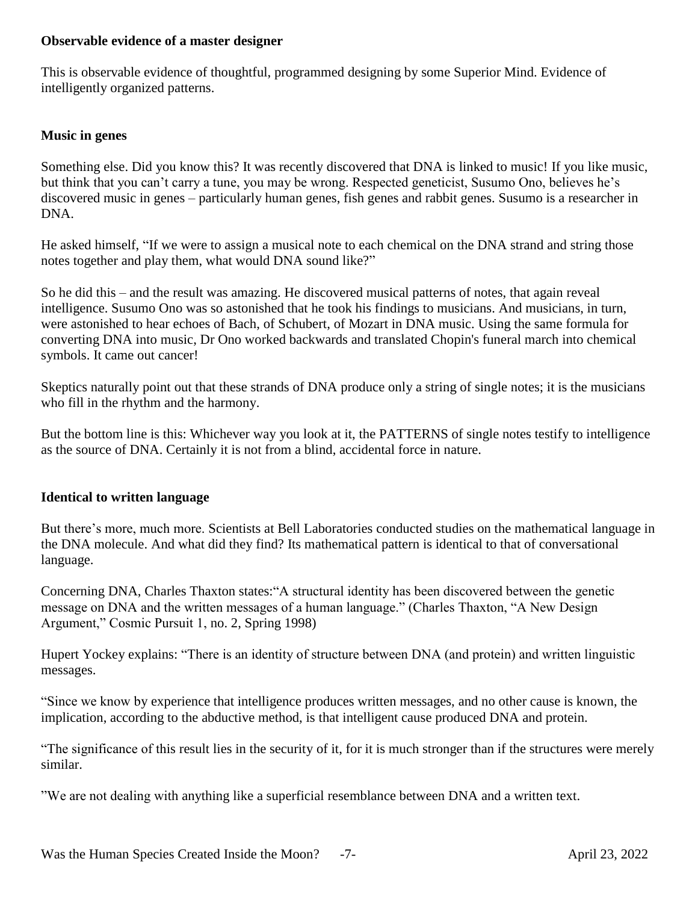**Observable evidence of a master designer**

This is observable evidence of thoughtful, programmed designing by some Superior Mind. Evidence of intelligently organized patterns.

**Music in genes**

Something else. Did you know this? It was recently discovered that DNA is linked to music! If you like music, but think that you can't carry a tune, you may be wrong. Respected geneticist, Susumo Ono, believes he's discovered music in genes – particularly human genes, fish genes and rabbit genes. Susumo is a researcher in DNA.

He asked himself, "If we were to assign a musical note to each chemical on the DNA strand and string those notes together and play them, what would DNA sound like?"

So he did this – and the result was amazing. He discovered musical patterns of notes, that again reveal intelligence. Susumo Ono was so astonished that he took his findings to musicians. And musicians, in turn, were astonished to hear echoes of Bach, of Schubert, of Mozart in DNA music. Using the same formula for converting DNA into music, Dr Ono worked backwards and translated Chopin's funeral march into chemical symbols. It came out cancer!

Skeptics naturally point out that these strands of DNA produce only a string of single notes; it is the musicians who fill in the rhythm and the harmony.

But the bottom line is this: Whichever way you look at it, the PATTERNS of single notes testify to intelligence as the source of DNA. Certainly it is not from a blind, accidental force in nature.

**Identical to written language**

But there's more, much more. Scientists at Bell Laboratories conducted studies on the mathematical language in the DNA molecule. And what did they find? Its mathematical pattern is identical to that of conversational language.

Concerning DNA, Charles Thaxton states:"A structural identity has been discovered between the genetic message on DNA and the written messages of a human language." (Charles Thaxton, "A New Design Argument," Cosmic Pursuit 1, no. 2, Spring 1998)

Hupert Yockey explains: "There is an identity of structure between DNA (and protein) and written linguistic messages.

"Since we know by experience that intelligence produces written messages, and no other cause is known, the implication, according to the abductive method, is that intelligent cause produced DNA and protein.

"The significance of this result lies in the security of it, for it is much stronger than if the structures were merely similar.

"We are not dealing with anything like a superficial resemblance between DNA and a written text.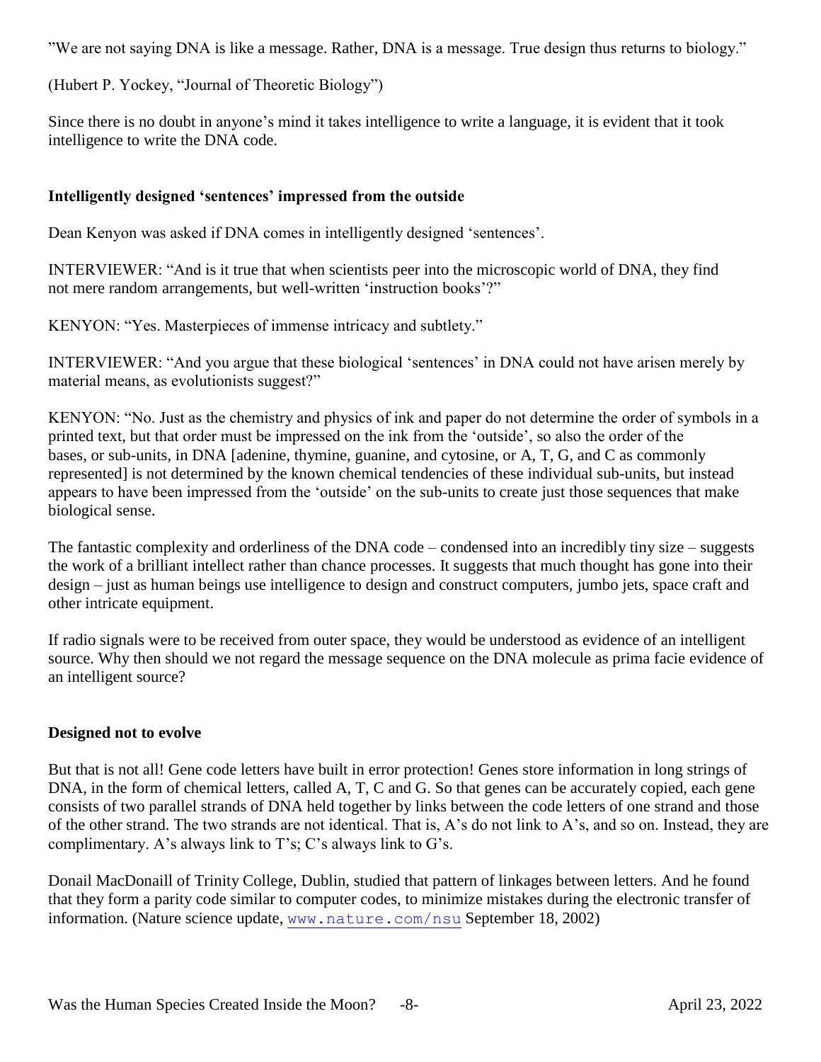"We are not saying DNA is like a message. Rather, DNA is a message. True design thus returns to biology."

(Hubert P. Yockey, "Journal of Theoretic Biology")

Since there is no doubt in anyone's mind it takes intelligence to write a language, it is evident that it took intelligence to write the DNA code.

**Intelligently designed 'sentences' impressed from the outside**

Dean Kenyon was asked if DNA comes in intelligently designed 'sentences'.

INTERVIEWER: "And is it true that when scientists peer into the microscopic world of DNA, they find not mere random arrangements, but well-written 'instruction books'?"

KENYON: "Yes. Masterpieces of immense intricacy and subtlety."

INTERVIEWER: "And you argue that these biological 'sentences' in DNA could not have arisen merely by material means, as evolutionists suggest?"

KENYON: "No. Just as the chemistry and physics of ink and paper do not determine the order of symbols in a printed text, but that order must be impressed on the ink from the 'outside', so also the order of the bases, or sub-units, in DNA [adenine, thymine, guanine, and cytosine, or A, T, G, and C as commonly represented] is not determined by the known chemical tendencies of these individual sub-units, but instead appears to have been impressed from the 'outside' on the sub-units to create just those sequences that make biological sense.

The fantastic complexity and orderliness of the DNA code – condensed into an incredibly tiny size – suggests the work of a brilliant intellect rather than chance processes. It suggests that much thought has gone into their design – just as human beings use intelligence to design and construct computers, jumbo jets, space craft and other intricate equipment.

If radio signals were to be received from outer space, they would be understood as evidence of an intelligent source. Why then should we not regard the message sequence on the DNA molecule as prima facie evidence of an intelligent source?

**Designed not to evolve**

But that is not all! Gene code letters have built in error protection! Genes store information in long strings of DNA, in the form of chemical letters, called A, T, C and G. So that genes can be accurately copied, each gene consists of two parallel strands of DNA held together by links between the code letters of one strand and those of the other strand. The two strands are not identical. That is, A's do not link to A's, and so on. Instead, they are complimentary. A's always link to T's; C's always link to G's.

Donail MacDonaill of Trinity College, Dublin, studied that pattern of linkages between letters. And he found that they form a parity code similar to computer codes, to minimize mistakes during the electronic transfer of information. (Nature science update, www.nature.com/nsu September 18, 2002)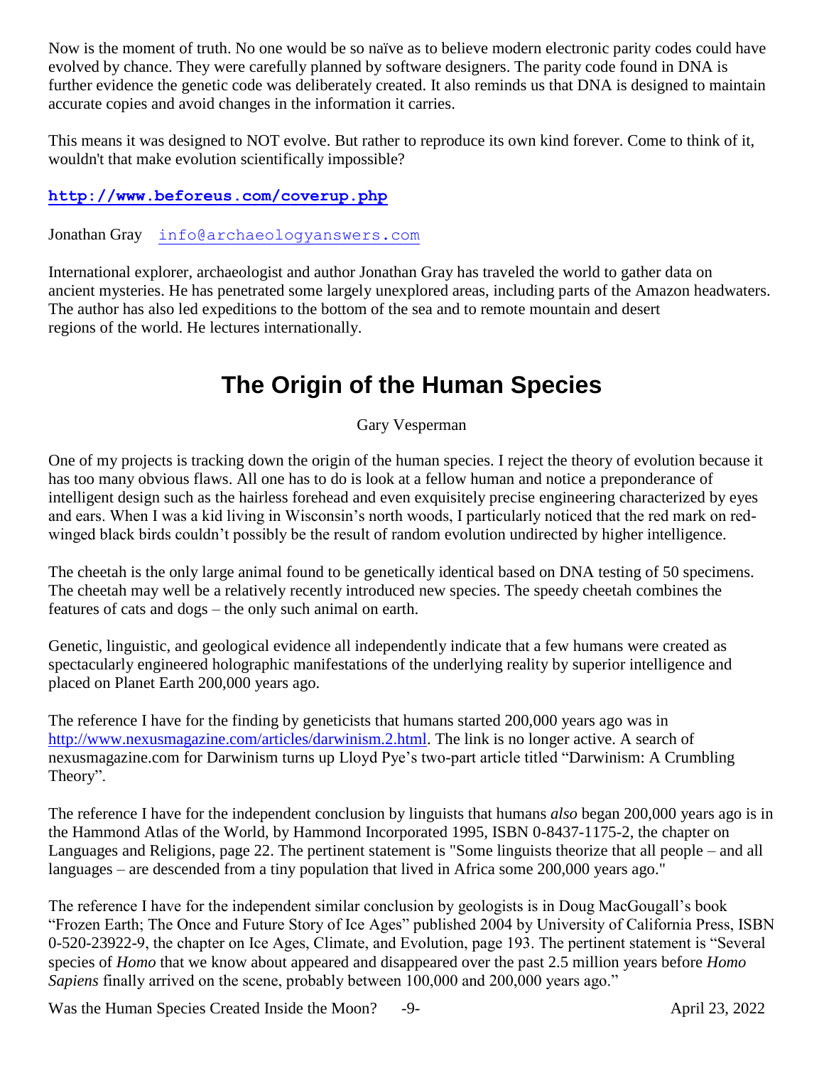Now is the moment of truth. No one would be so naïve as to believe modern electronic parity codes could have evolved by chance. They were carefully planned by software designers. The parity code found in DNA is further evidence the genetic code was deliberately created. It also reminds us that DNA is designed to maintain accurate copies and avoid changes in the information it carries.

This means it was designed to NOT evolve. But rather to reproduce its own kind forever. Come to think of it, wouldn't that make evolution scientifically impossible?

**http://www.beforeus.com/coverup.php**

Jonathan Gray info@archaeologyanswers.com

International explorer, archaeologist and author Jonathan Gray has traveled the world to gather data on ancient mysteries. He has penetrated some largely unexplored areas, including parts of the Amazon headwaters. The author has also led expeditions to the bottom of the sea and to remote mountain and desert regions of the world. He lectures internationally.

# The Origin of the Human Species

Gary Vesperman

One of my projects is tracking down the origin of the human species. I reject the theory of evolution because it has too many obvious flaws. All one has to do is look at a fellow human and notice a preponderance of intelligent design such as the hairless forehead and even exquisitely precise engineering characterized by eyes and ears. When I was a kid living in Wisconsin's north woods, I particularly noticed that the red mark on red-winged black birds couldn't possibly be the result of random evolution undirected by higher intelligence.

The cheetah is the only large animal found to be genetically identical based on DNA testing of 50 specimens. The cheetah may well be a relatively recently introduced new species. The speedy cheetah combines the features of cats and dogs – the only such animal on earth.

Genetic, linguistic, and geological evidence all independently indicate that a few humans were created as spectacularly engineered holographic manifestations of the underlying reality by superior intelligence and placed on Planet Earth 200,000 years ago.

The reference I have for the finding by geneticists that humans started 200,000 years ago was in http://www.nexusmagazine.com/articles/darwinism.2.html. The link is no longer active. A search of nexusmagazine.com for Darwinism turns up Lloyd Pye's two-part article titled "Darwinism: A Crumbling Theory".

The reference I have for the independent conclusion by linguists that humans *also* began 200,000 years ago is in the Hammond Atlas of the World, by Hammond Incorporated 1995, ISBN 0-8437-1175-2, the chapter on Languages and Religions, page 22. The pertinent statement is "Some linguists theorize that all people – and all languages – are descended from a tiny population that lived in Africa some 200,000 years ago."

The reference I have for the independent similar conclusion by geologists is in Doug MacGougall's book "Frozen Earth; The Once and Future Story of Ice Ages" published 2004 by University of California Press, ISBN 0-520-23922-9, the chapter on Ice Ages, Climate, and Evolution, page 193. The pertinent statement is "Several species of *Homo* that we know about appeared and disappeared over the past 2.5 million years before *Homo Sapiens* finally arrived on the scene, probably between 100,000 and 200,000 years ago."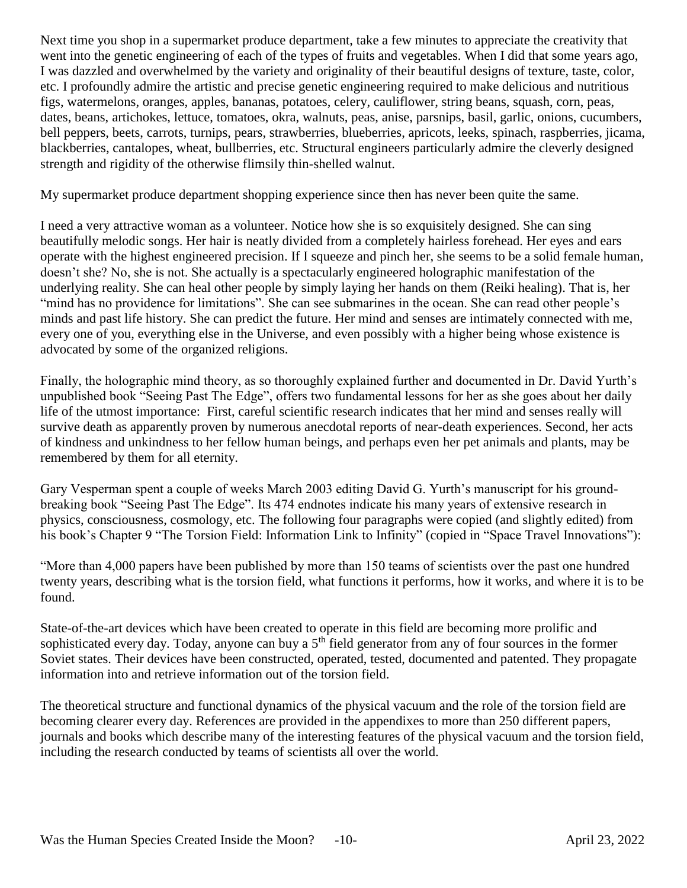Next time you shop in a supermarket produce department, take a few minutes to appreciate the creativity that went into the genetic engineering of each of the types of fruits and vegetables. When I did that some years ago, I was dazzled and overwhelmed by the variety and originality of their beautiful designs of texture, taste, color, etc. I profoundly admire the artistic and precise genetic engineering required to make delicious and nutritious figs, watermelons, oranges, apples, bananas, potatoes, celery, cauliflower, string beans, squash, corn, peas, dates, beans, artichokes, lettuce, tomatoes, okra, walnuts, peas, anise, parsnips, basil, garlic, onions, cucumbers, bell peppers, beets, carrots, turnips, pears, strawberries, blueberries, apricots, leeks, spinach, raspberries, jicama, blackberries, cantalopes, wheat, bullberries, etc. Structural engineers particularly admire the cleverly designed strength and rigidity of the otherwise flimsily thin-shelled walnut.

My supermarket produce department shopping experience since then has never been quite the same.

I need a very attractive woman as a volunteer. Notice how she is so exquisitely designed. She can sing beautifully melodic songs. Her hair is neatly divided from a completely hairless forehead. Her eyes and ears operate with the highest engineered precision. If I squeeze and pinch her, she seems to be a solid female human, doesn't she? No, she is not. She actually is a spectacularly engineered holographic manifestation of the underlying reality. She can heal other people by simply laying her hands on them (Reiki healing). That is, her "mind has no providence for limitations". She can see submarines in the ocean. She can read other people's minds and past life history. She can predict the future. Her mind and senses are intimately connected with me, every one of you, everything else in the Universe, and even possibly with a higher being whose existence is advocated by some of the organized religions.

Finally, the holographic mind theory, as so thoroughly explained further and documented in Dr. David Yurth's unpublished book "Seeing Past The Edge", offers two fundamental lessons for her as she goes about her daily life of the utmost importance: First, careful scientific research indicates that her mind and senses really will survive death as apparently proven by numerous anecdotal reports of near-death experiences. Second, her acts of kindness and unkindness to her fellow human beings, and perhaps even her pet animals and plants, may be remembered by them for all eternity.

Gary Vesperman spent a couple of weeks March 2003 editing David G. Yurth's manuscript for his ground-breaking book "Seeing Past The Edge". Its 474 endnotes indicate his many years of extensive research in physics, consciousness, cosmology, etc. The following four paragraphs were copied (and slightly edited) from his book's Chapter 9 "The Torsion Field: Information Link to Infinity" (copied in "Space Travel Innovations"):

"More than 4,000 papers have been published by more than 150 teams of scientists over the past one hundred twenty years, describing what is the torsion field, what functions it performs, how it works, and where it is to be found.

State-of-the-art devices which have been created to operate in this field are becoming more prolific and sophisticated every day. Today, anyone can buy a 5th field generator from any of four sources in the former Soviet states. Their devices have been constructed, operated, tested, documented and patented. They propagate information into and retrieve information out of the torsion field.

The theoretical structure and functional dynamics of the physical vacuum and the role of the torsion field are becoming clearer every day. References are provided in the appendixes to more than 250 different papers, journals and books which describe many of the interesting features of the physical vacuum and the torsion field, including the research conducted by teams of scientists all over the world.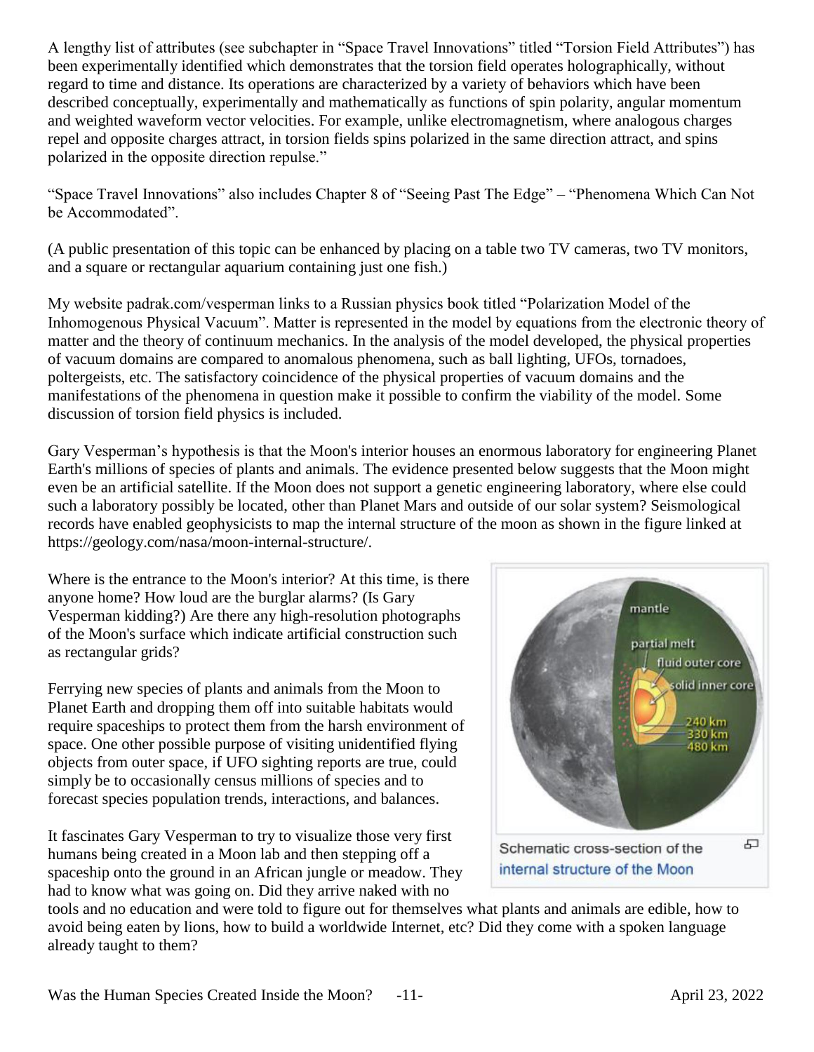A lengthy list of attributes (see subchapter in "Space Travel Innovations" titled "Torsion Field Attributes") has been experimentally identified which demonstrates that the torsion field operates holographically, without regard to time and distance. Its operations are characterized by a variety of behaviors which have been described conceptually, experimentally and mathematically as functions of spin polarity, angular momentum and weighted waveform vector velocities. For example, unlike electromagnetism, where analogous charges repel and opposite charges attract, in torsion fields spins polarized in the same direction attract, and spins polarized in the opposite direction repulse."

"Space Travel Innovations" also includes Chapter 8 of "Seeing Past The Edge" – "Phenomena Which Can Not be Accommodated".

(A public presentation of this topic can be enhanced by placing on a table two TV cameras, two TV monitors, and a square or rectangular aquarium containing just one fish.)

My website padrak.com/vesperman links to a Russian physics book titled "Polarization Model of the Inhomogenous Physical Vacuum". Matter is represented in the model by equations from the electronic theory of matter and the theory of continuum mechanics. In the analysis of the model developed, the physical properties of vacuum domains are compared to anomalous phenomena, such as ball lighting, UFOs, tornadoes, poltergeists, etc. The satisfactory coincidence of the physical properties of vacuum domains and the manifestations of the phenomena in question make it possible to confirm the viability of the model. Some discussion of torsion field physics is included.

Gary Vesperman's hypothesis is that the Moon's interior houses an enormous laboratory for engineering Planet Earth's millions of species of plants and animals. The evidence presented below suggests that the Moon might even be an artificial satellite. If the Moon does not support a genetic engineering laboratory, where else could such a laboratory possibly be located, other than Planet Mars and outside of our solar system? Seismological records have enabled geophysicists to map the internal structure of the moon as shown in the figure linked at https://geology.com/nasa/moon-internal-structure/.

Where is the entrance to the Moon's interior? At this time, is there anyone home? How loud are the burglar alarms? (Is Gary Vesperman kidding?) Are there any high-resolution photographs of the Moon's surface which indicate artificial construction such as rectangular grids?

Ferrying new species of plants and animals from the Moon to Planet Earth and dropping them off into suitable habitats would require spaceships to protect them from the harsh environment of space. One other possible purpose of visiting unidentified flying objects from outer space, if UFO sighting reports are true, could simply be to occasionally census millions of species and to forecast species population trends, interactions, and balances.

Schematic cross-section of the internal structure of the Moon

It fascinates Gary Vesperman to try to visualize those very first humans being created in a Moon lab and then stepping off a spaceship onto the ground in an African jungle or meadow. They had to know what was going on. Did they arrive naked with no tools and no education and were told to figure out for themselves what plants and animals are edible, how to avoid being eaten by lions, how to build a worldwide Internet, etc? Did they come with a spoken language already taught to them?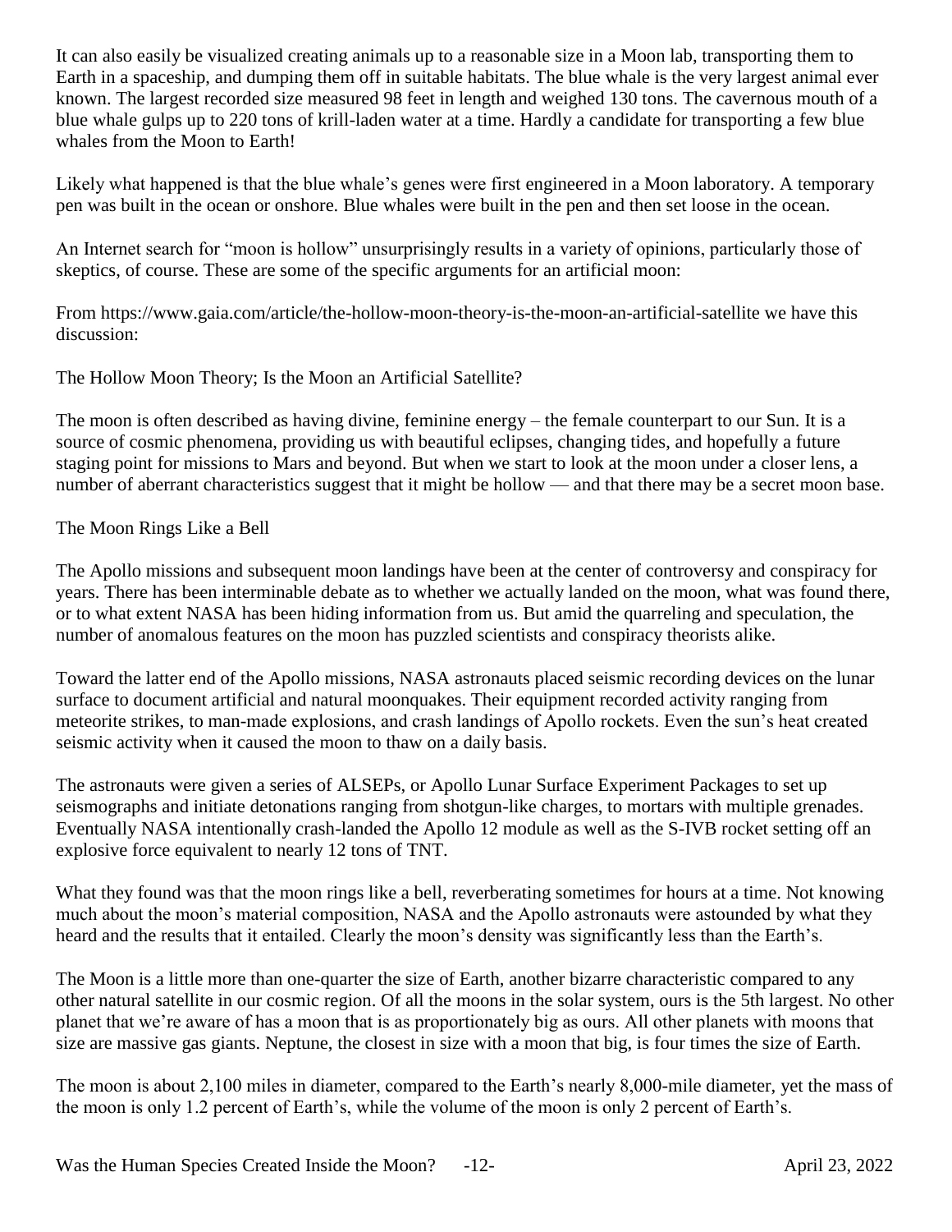It can also easily be visualized creating animals up to a reasonable size in a Moon lab, transporting them to Earth in a spaceship, and dumping them off in suitable habitats. The blue whale is the very largest animal ever known. The largest recorded size measured 98 feet in length and weighed 130 tons. The cavernous mouth of a blue whale gulps up to 220 tons of krill-laden water at a time. Hardly a candidate for transporting a few blue whales from the Moon to Earth!

Likely what happened is that the blue whale's genes were first engineered in a Moon laboratory. A temporary pen was built in the ocean or onshore. Blue whales were built in the pen and then set loose in the ocean.

An Internet search for "moon is hollow" unsurprisingly results in a variety of opinions, particularly those of skeptics, of course. These are some of the specific arguments for an artificial moon:

From https://www.gaia.com/article/the-hollow-moon-theory-is-the-moon-an-artificial-satellite we have this discussion:

The Hollow Moon Theory; Is the Moon an Artificial Satellite?

The moon is often described as having divine, feminine energy – the female counterpart to our Sun. It is a source of cosmic phenomena, providing us with beautiful eclipses, changing tides, and hopefully a future staging point for missions to Mars and beyond. But when we start to look at the moon under a closer lens, a number of aberrant characteristics suggest that it might be hollow — and that there may be a secret moon base.

The Moon Rings Like a Bell

The Apollo missions and subsequent moon landings have been at the center of controversy and conspiracy for years. There has been interminable debate as to whether we actually landed on the moon, what was found there, or to what extent NASA has been hiding information from us. But amid the quarreling and speculation, the number of anomalous features on the moon has puzzled scientists and conspiracy theorists alike.

Toward the latter end of the Apollo missions, NASA astronauts placed seismic recording devices on the lunar surface to document artificial and natural moonquakes. Their equipment recorded activity ranging from meteorite strikes, to man-made explosions, and crash landings of Apollo rockets. Even the sun's heat created seismic activity when it caused the moon to thaw on a daily basis.

The astronauts were given a series of ALSEPs, or Apollo Lunar Surface Experiment Packages to set up seismographs and initiate detonations ranging from shotgun-like charges, to mortars with multiple grenades. Eventually NASA intentionally crash-landed the Apollo 12 module as well as the S-IVB rocket setting off an explosive force equivalent to nearly 12 tons of TNT.

What they found was that the moon rings like a bell, reverberating sometimes for hours at a time. Not knowing much about the moon's material composition, NASA and the Apollo astronauts were astounded by what they heard and the results that it entailed. Clearly the moon's density was significantly less than the Earth's.

The Moon is a little more than one-quarter the size of Earth, another bizarre characteristic compared to any other natural satellite in our cosmic region. Of all the moons in the solar system, ours is the 5th largest. No other planet that we're aware of has a moon that is as proportionately big as ours. All other planets with moons that size are massive gas giants. Neptune, the closest in size with a moon that big, is four times the size of Earth.

The moon is about 2,100 miles in diameter, compared to the Earth's nearly 8,000-mile diameter, yet the mass of the moon is only 1.2 percent of Earth's, while the volume of the moon is only 2 percent of Earth's.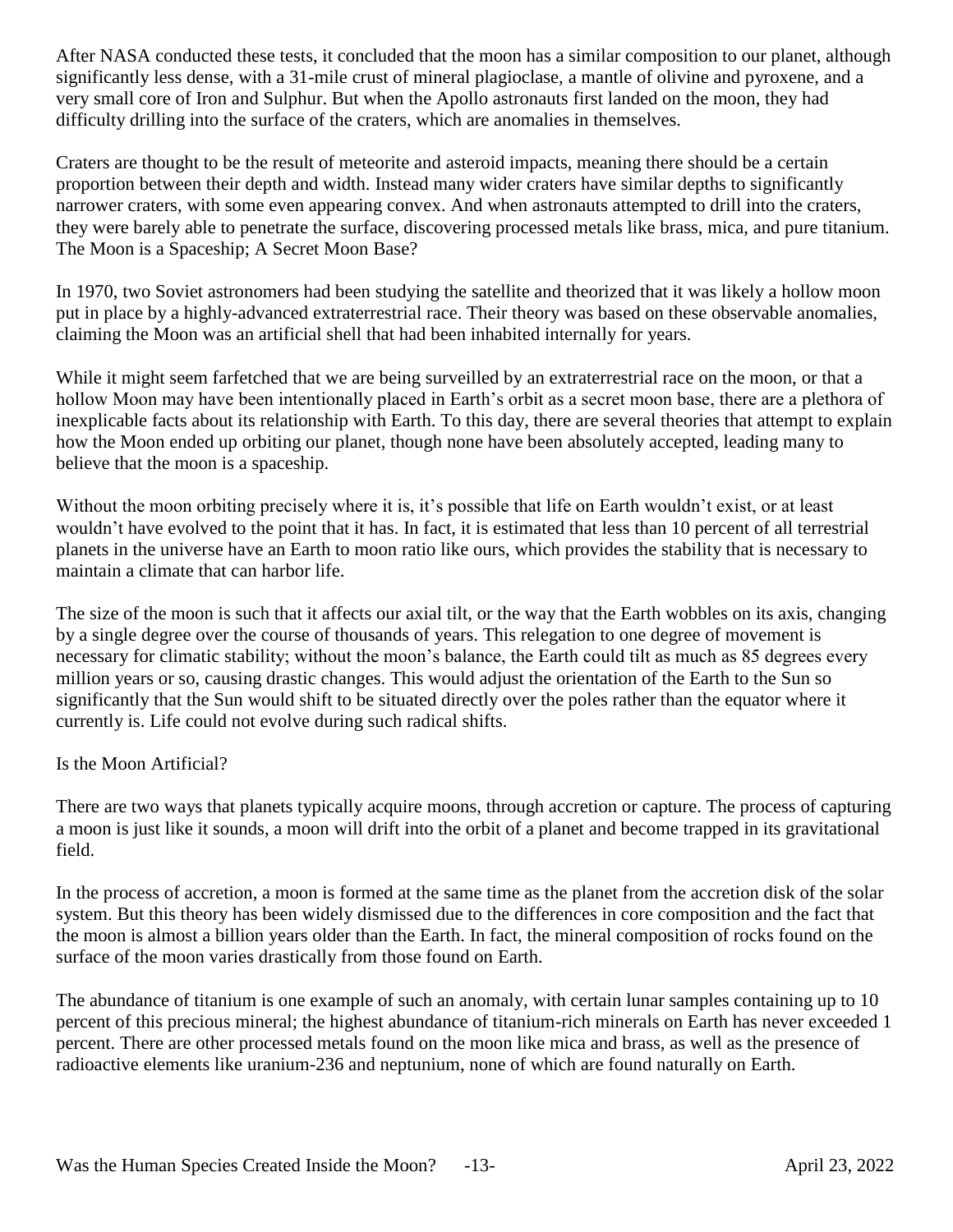After NASA conducted these tests, it concluded that the moon has a similar composition to our planet, although significantly less dense, with a 31-mile crust of mineral plagioclase, a mantle of olivine and pyroxene, and a very small core of Iron and Sulphur. But when the Apollo astronauts first landed on the moon, they had difficulty drilling into the surface of the craters, which are anomalies in themselves.

Craters are thought to be the result of meteorite and asteroid impacts, meaning there should be a certain proportion between their depth and width. Instead many wider craters have similar depths to significantly narrower craters, with some even appearing convex. And when astronauts attempted to drill into the craters, they were barely able to penetrate the surface, discovering processed metals like brass, mica, and pure titanium.

## The Moon is a Spaceship; A Secret Moon Base?

In 1970, two Soviet astronomers had been studying the satellite and theorized that it was likely a hollow moon put in place by a highly-advanced extraterrestrial race. Their theory was based on these observable anomalies, claiming the Moon was an artificial shell that had been inhabited internally for years.

While it might seem farfetched that we are being surveilled by an extraterrestrial race on the moon, or that a hollow Moon may have been intentionally placed in Earth's orbit as a secret moon base, there are a plethora of inexplicable facts about its relationship with Earth. To this day, there are several theories that attempt to explain how the Moon ended up orbiting our planet, though none have been absolutely accepted, leading many to believe that the moon is a spaceship.

Without the moon orbiting precisely where it is, it's possible that life on Earth wouldn't exist, or at least wouldn't have evolved to the point that it has. In fact, it is estimated that less than 10 percent of all terrestrial planets in the universe have an Earth to moon ratio like ours, which provides the stability that is necessary to maintain a climate that can harbor life.

The size of the moon is such that it affects our axial tilt, or the way that the Earth wobbles on its axis, changing by a single degree over the course of thousands of years. This relegation to one degree of movement is necessary for climatic stability; without the moon's balance, the Earth could tilt as much as 85 degrees every million years or so, causing drastic changes. This would adjust the orientation of the Earth to the Sun so significantly that the Sun would shift to be situated directly over the poles rather than the equator where it currently is. Life could not evolve during such radical shifts.

## Is the Moon Artificial?

There are two ways that planets typically acquire moons, through accretion or capture. The process of capturing a moon is just like it sounds, a moon will drift into the orbit of a planet and become trapped in its gravitational field.

In the process of accretion, a moon is formed at the same time as the planet from the accretion disk of the solar system. But this theory has been widely dismissed due to the differences in core composition and the fact that the moon is almost a billion years older than the Earth. In fact, the mineral composition of rocks found on the surface of the moon varies drastically from those found on Earth.

The abundance of titanium is one example of such an anomaly, with certain lunar samples containing up to 10 percent of this precious mineral; the highest abundance of titanium-rich minerals on Earth has never exceeded 1 percent. There are other processed metals found on the moon like mica and brass, as well as the presence of radioactive elements like uranium-236 and neptunium, none of which are found naturally on Earth.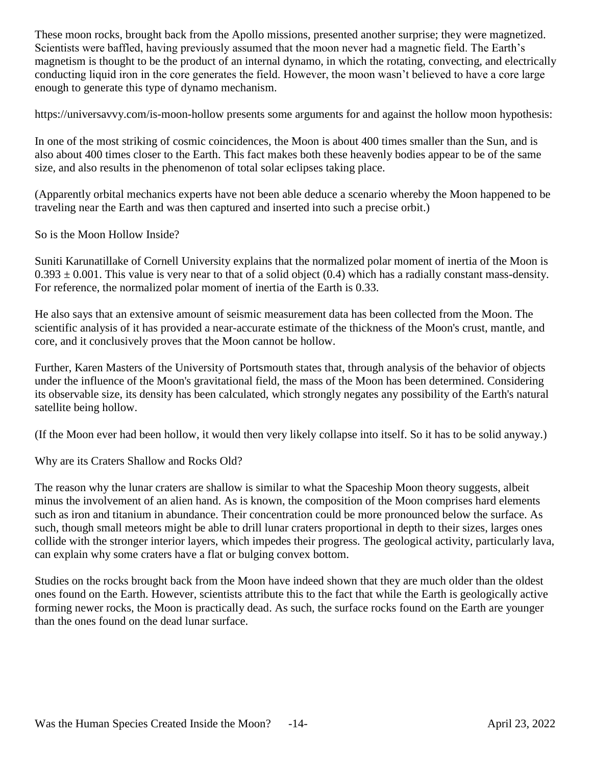These moon rocks, brought back from the Apollo missions, presented another surprise; they were magnetized. Scientists were baffled, having previously assumed that the moon never had a magnetic field. The Earth's magnetism is thought to be the product of an internal dynamo, in which the rotating, convecting, and electrically conducting liquid iron in the core generates the field. However, the moon wasn't believed to have a core large enough to generate this type of dynamo mechanism.

https://universavvy.com/is-moon-hollow presents some arguments for and against the hollow moon hypothesis:

In one of the most striking of cosmic coincidences, the Moon is about 400 times smaller than the Sun, and is also about 400 times closer to the Earth. This fact makes both these heavenly bodies appear to be of the same size, and also results in the phenomenon of total solar eclipses taking place.

(Apparently orbital mechanics experts have not been able deduce a scenario whereby the Moon happened to be traveling near the Earth and was then captured and inserted into such a precise orbit.)

So is the Moon Hollow Inside?

Suniti Karunatillake of Cornell University explains that the normalized polar moment of inertia of the Moon is $0.393 \pm 0.001$. This value is very near to that of a solid object (0.4) which has a radially constant mass-density. For reference, the normalized polar moment of inertia of the Earth is 0.33.

He also says that an extensive amount of seismic measurement data has been collected from the Moon. The scientific analysis of it has provided a near-accurate estimate of the thickness of the Moon's crust, mantle, and core, and it conclusively proves that the Moon cannot be hollow.

Further, Karen Masters of the University of Portsmouth states that, through analysis of the behavior of objects under the influence of the Moon's gravitational field, the mass of the Moon has been determined. Considering its observable size, its density has been calculated, which strongly negates any possibility of the Earth's natural satellite being hollow.

(If the Moon ever had been hollow, it would then very likely collapse into itself. So it has to be solid anyway.)

Why are its Craters Shallow and Rocks Old?

The reason why the lunar craters are shallow is similar to what the Spaceship Moon theory suggests, albeit minus the involvement of an alien hand. As is known, the composition of the Moon comprises hard elements such as iron and titanium in abundance. Their concentration could be more pronounced below the surface. As such, though small meteors might be able to drill lunar craters proportional in depth to their sizes, larges ones collide with the stronger interior layers, which impedes their progress. The geological activity, particularly lava, can explain why some craters have a flat or bulging convex bottom.

Studies on the rocks brought back from the Moon have indeed shown that they are much older than the oldest ones found on the Earth. However, scientists attribute this to the fact that while the Earth is geologically active forming newer rocks, the Moon is practically dead. As such, the surface rocks found on the Earth are younger than the ones found on the dead lunar surface.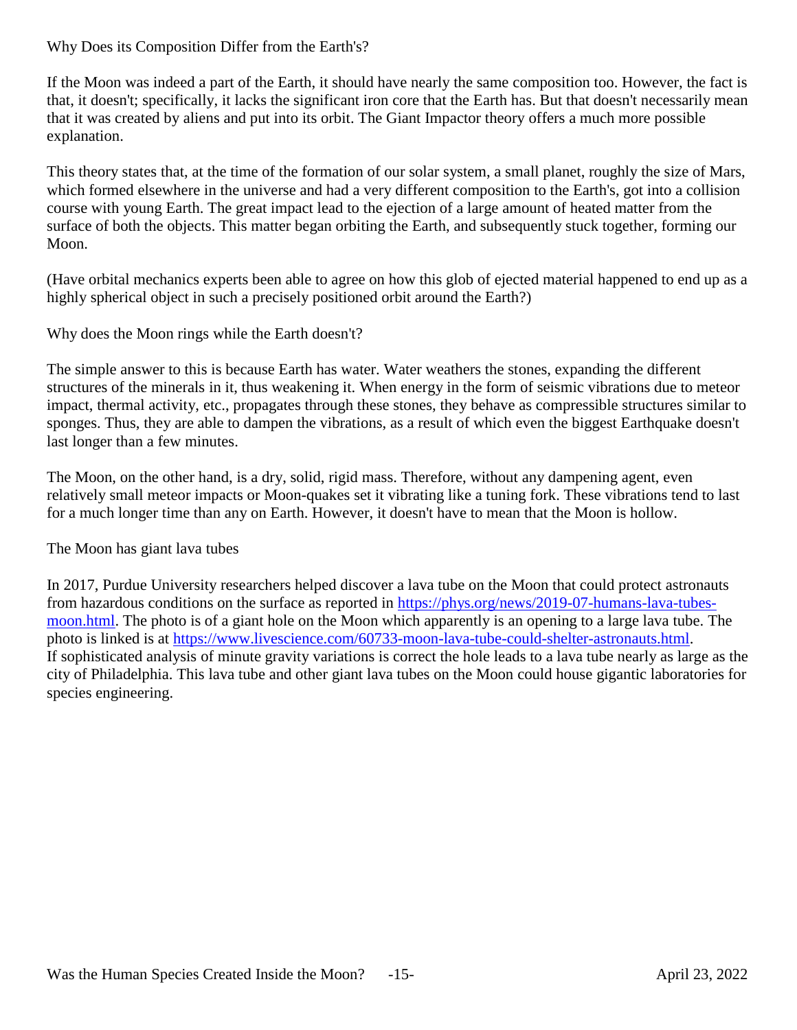## Why Does its Composition Differ from the Earth's?

If the Moon was indeed a part of the Earth, it should have nearly the same composition too. However, the fact is that, it doesn't; specifically, it lacks the significant iron core that the Earth has. But that doesn't necessarily mean that it was created by aliens and put into its orbit. The Giant Impactor theory offers a much more possible explanation.

This theory states that, at the time of the formation of our solar system, a small planet, roughly the size of Mars, which formed elsewhere in the universe and had a very different composition to the Earth's, got into a collision course with young Earth. The great impact lead to the ejection of a large amount of heated matter from the surface of both the objects. This matter began orbiting the Earth, and subsequently stuck together, forming our Moon.

(Have orbital mechanics experts been able to agree on how this glob of ejected material happened to end up as a highly spherical object in such a precisely positioned orbit around the Earth?)

## Why does the Moon rings while the Earth doesn't?

The simple answer to this is because Earth has water. Water weathers the stones, expanding the different structures of the minerals in it, thus weakening it. When energy in the form of seismic vibrations due to meteor impact, thermal activity, etc., propagates through these stones, they behave as compressible structures similar to sponges. Thus, they are able to dampen the vibrations, as a result of which even the biggest Earthquake doesn't last longer than a few minutes.

The Moon, on the other hand, is a dry, solid, rigid mass. Therefore, without any dampening agent, even relatively small meteor impacts or Moon-quakes set it vibrating like a tuning fork. These vibrations tend to last for a much longer time than any on Earth. However, it doesn't have to mean that the Moon is hollow.

## The Moon has giant lava tubes

In 2017, Purdue University researchers helped discover a lava tube on the Moon that could protect astronauts from hazardous conditions on the surface as reported in https://phys.org/news/2019-07-humans-lava-tubes-moon.html. The photo is of a giant hole on the Moon which apparently is an opening to a large lava tube. The photo is linked is at https://www.livescience.com/60733-moon-lava-tube-could-shelter-astronauts.html. If sophisticated analysis of minute gravity variations is correct the hole leads to a lava tube nearly as large as the city of Philadelphia. This lava tube and other giant lava tubes on the Moon could house gigantic laboratories for species engineering.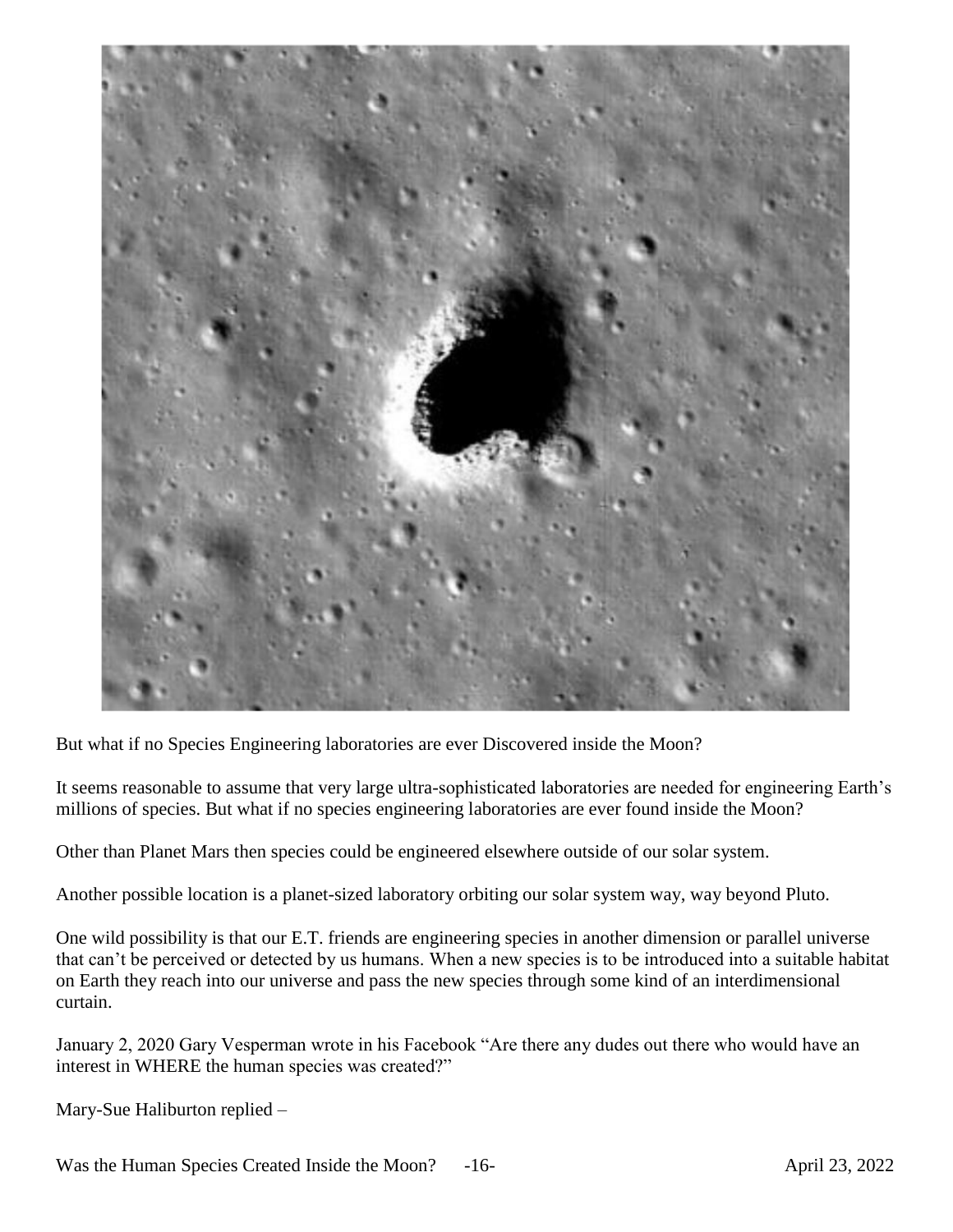But what if no Species Engineering laboratories are ever Discovered inside the Moon?

It seems reasonable to assume that very large ultra-sophisticated laboratories are needed for engineering Earth's millions of species. But what if no species engineering laboratories are ever found inside the Moon?

Other than Planet Mars then species could be engineered elsewhere outside of our solar system.

Another possible location is a planet-sized laboratory orbiting our solar system way, way beyond Pluto.

One wild possibility is that our E.T. friends are engineering species in another dimension or parallel universe that can't be perceived or detected by us humans. When a new species is to be introduced into a suitable habitat on Earth they reach into our universe and pass the new species through some kind of an interdimensional curtain.

January 2, 2020 Gary Vesperman wrote in his Facebook "Are there any dudes out there who would have an interest in WHERE the human species was created?"

Mary-Sue Haliburton replied –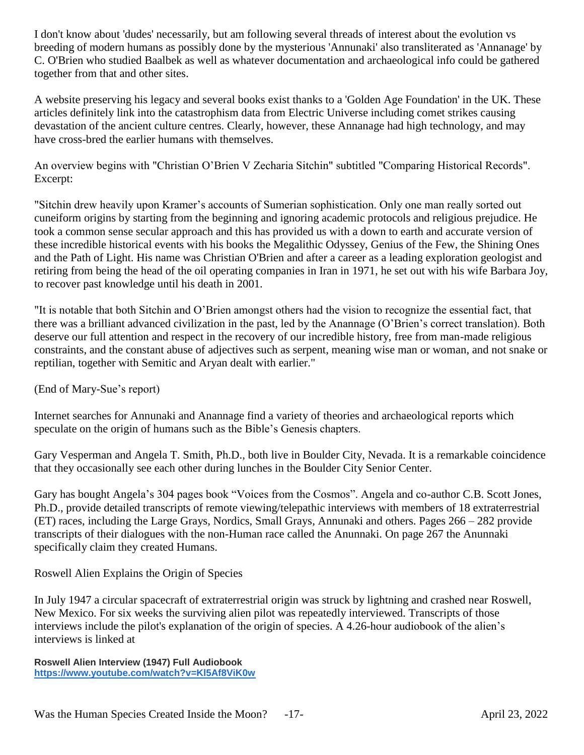I don't know about 'dudes' necessarily, but am following several threads of interest about the evolution vs breeding of modern humans as possibly done by the mysterious 'Annunaki' also transliterated as 'Annanage' by C. O'Brien who studied Baalbek as well as whatever documentation and archaeological info could be gathered together from that and other sites.

A website preserving his legacy and several books exist thanks to a 'Golden Age Foundation' in the UK. These articles definitely link into the catastrophism data from Electric Universe including comet strikes causing devastation of the ancient culture centres. Clearly, however, these Annanage had high technology, and may have cross-bred the earlier humans with themselves.

An overview begins with "Christian O'Brien V Zecharia Sitchin" subtitled "Comparing Historical Records". Excerpt:

"Sitchin drew heavily upon Kramer's accounts of Sumerian sophistication. Only one man really sorted out cuneiform origins by starting from the beginning and ignoring academic protocols and religious prejudice. He took a common sense secular approach and this has provided us with a down to earth and accurate version of these incredible historical events with his books the Megalithic Odyssey, Genius of the Few, the Shining Ones and the Path of Light. His name was Christian O'Brien and after a career as a leading exploration geologist and retiring from being the head of the oil operating companies in Iran in 1971, he set out with his wife Barbara Joy, to recover past knowledge until his death in 2001.

"It is notable that both Sitchin and O'Brien amongst others had the vision to recognize the essential fact, that there was a brilliant advanced civilization in the past, led by the Anannage (O'Brien's correct translation). Both deserve our full attention and respect in the recovery of our incredible history, free from man-made religious constraints, and the constant abuse of adjectives such as serpent, meaning wise man or woman, and not snake or reptilian, together with Semitic and Aryan dealt with earlier."

(End of Mary-Sue's report)

Internet searches for Annunaki and Anannage find a variety of theories and archaeological reports which speculate on the origin of humans such as the Bible's Genesis chapters.

Gary Vesperman and Angela T. Smith, Ph.D., both live in Boulder City, Nevada. It is a remarkable coincidence that they occasionally see each other during lunches in the Boulder City Senior Center.

Gary has bought Angela's 304 pages book "Voices from the Cosmos". Angela and co-author C.B. Scott Jones, Ph.D., provide detailed transcripts of remote viewing/telepathic interviews with members of 18 extraterrestrial (ET) races, including the Large Grays, Nordics, Small Grays, Annunaki and others. Pages 266 – 282 provide transcripts of their dialogues with the non-Human race called the Anunnaki. On page 267 the Anunnaki specifically claim they created Humans.

Roswell Alien Explains the Origin of Species

In July 1947 a circular spacecraft of extraterrestrial origin was struck by lightning and crashed near Roswell, New Mexico. For six weeks the surviving alien pilot was repeatedly interviewed. Transcripts of those interviews include the pilot's explanation of the origin of species. A 4.26-hour audiobook of the alien's interviews is linked at

**Roswell Alien Interview (1947) Full Audiobook**
**https://www.youtube.com/watch?v=Kl5Af8ViK0w**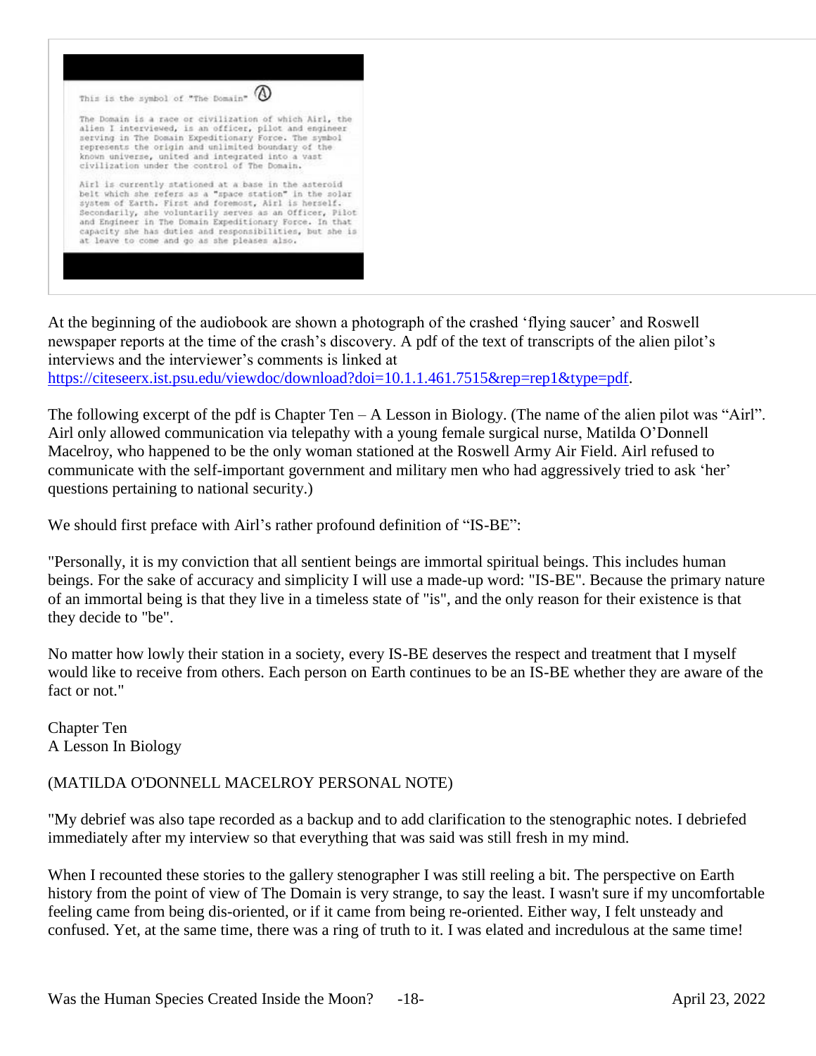This is the symbol of "The Domain"

The Domain is a race or civilization of which Airl, the alien I interviewed, is an officer, pilot and engineer serving in The Domain Expeditionary Force. The symbol represents the origin and unlimited boundary of the known universe, united and integrated into a vast civilization under the control of The Domain.

Airl is currently stationed at a base in the asteroid belt which she refers as a "space station" in the solar system of Earth. First and foremost, Airl is herself. Secondarily, she voluntarily serves as an Officer, Pilot and Engineer in The Domain Expeditionary Force. In that capacity she has duties and responsibilities, but she is at leave to come and go as she pleases also.

At the beginning of the audiobook are shown a photograph of the crashed 'flying saucer' and Roswell newspaper reports at the time of the crash's discovery. A pdf of the text of transcripts of the alien pilot's interviews and the interviewer's comments is linked at https://citeseerx.ist.psu.edu/viewdoc/download?doi=10.1.1.461.7515&rep=rep1&type=pdf.

The following excerpt of the pdf is Chapter Ten – A Lesson in Biology. (The name of the alien pilot was "Airl". Airl only allowed communication via telepathy with a young female surgical nurse, Matilda O'Donnell Macelroy, who happened to be the only woman stationed at the Roswell Army Air Field. Airl refused to communicate with the self-important government and military men who had aggressively tried to ask 'her' questions pertaining to national security.)

We should first preface with Airl's rather profound definition of "IS-BE":

"Personally, it is my conviction that all sentient beings are immortal spiritual beings. This includes human beings. For the sake of accuracy and simplicity I will use a made-up word: "IS-BE". Because the primary nature of an immortal being is that they live in a timeless state of "is", and the only reason for their existence is that they decide to "be".

No matter how lowly their station in a society, every IS-BE deserves the respect and treatment that I myself would like to receive from others. Each person on Earth continues to be an IS-BE whether they are aware of the fact or not."

Chapter Ten
A Lesson In Biology

(MATILDA O'DONNELL MACELROY PERSONAL NOTE)

"My debrief was also tape recorded as a backup and to add clarification to the stenographic notes. I debriefed immediately after my interview so that everything that was said was still fresh in my mind.

When I recounted these stories to the gallery stenographer I was still reeling a bit. The perspective on Earth history from the point of view of The Domain is very strange, to say the least. I wasn't sure if my uncomfortable feeling came from being dis-oriented, or if it came from being re-oriented. Either way, I felt unsteady and confused. Yet, at the same time, there was a ring of truth to it. I was elated and incredulous at the same time!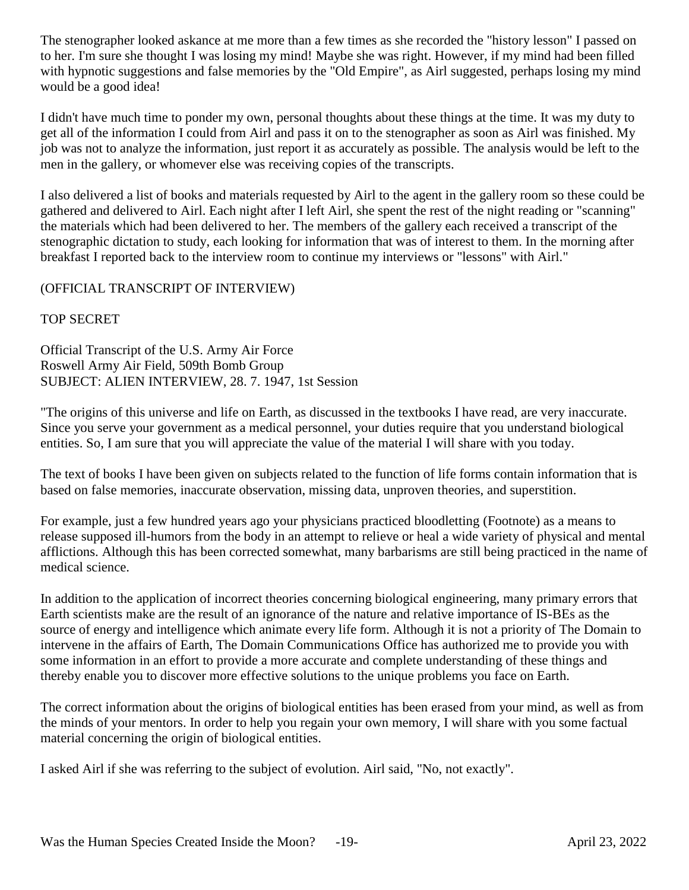The stenographer looked askance at me more than a few times as she recorded the "history lesson" I passed on to her. I'm sure she thought I was losing my mind! Maybe she was right. However, if my mind had been filled with hypnotic suggestions and false memories by the "Old Empire", as Airl suggested, perhaps losing my mind would be a good idea!

I didn't have much time to ponder my own, personal thoughts about these things at the time. It was my duty to get all of the information I could from Airl and pass it on to the stenographer as soon as Airl was finished. My job was not to analyze the information, just report it as accurately as possible. The analysis would be left to the men in the gallery, or whomever else was receiving copies of the transcripts.

I also delivered a list of books and materials requested by Airl to the agent in the gallery room so these could be gathered and delivered to Airl. Each night after I left Airl, she spent the rest of the night reading or "scanning" the materials which had been delivered to her. The members of the gallery each received a transcript of the stenographic dictation to study, each looking for information that was of interest to them. In the morning after breakfast I reported back to the interview room to continue my interviews or "lessons" with Airl."

(OFFICIAL TRANSCRIPT OF INTERVIEW)

TOP SECRET

Official Transcript of the U.S. Army Air Force
Roswell Army Air Field, 509th Bomb Group
SUBJECT: ALIEN INTERVIEW, 28. 7. 1947, 1st Session

"The origins of this universe and life on Earth, as discussed in the textbooks I have read, are very inaccurate. Since you serve your government as a medical personnel, your duties require that you understand biological entities. So, I am sure that you will appreciate the value of the material I will share with you today.

The text of books I have been given on subjects related to the function of life forms contain information that is based on false memories, inaccurate observation, missing data, unproven theories, and superstition.

For example, just a few hundred years ago your physicians practiced bloodletting (Footnote) as a means to release supposed ill-humors from the body in an attempt to relieve or heal a wide variety of physical and mental afflictions. Although this has been corrected somewhat, many barbarisms are still being practiced in the name of medical science.

In addition to the application of incorrect theories concerning biological engineering, many primary errors that Earth scientists make are the result of an ignorance of the nature and relative importance of IS-BEs as the source of energy and intelligence which animate every life form. Although it is not a priority of The Domain to intervene in the affairs of Earth, The Domain Communications Office has authorized me to provide you with some information in an effort to provide a more accurate and complete understanding of these things and thereby enable you to discover more effective solutions to the unique problems you face on Earth.

The correct information about the origins of biological entities has been erased from your mind, as well as from the minds of your mentors. In order to help you regain your own memory, I will share with you some factual material concerning the origin of biological entities.

I asked Airl if she was referring to the subject of evolution. Airl said, "No, not exactly".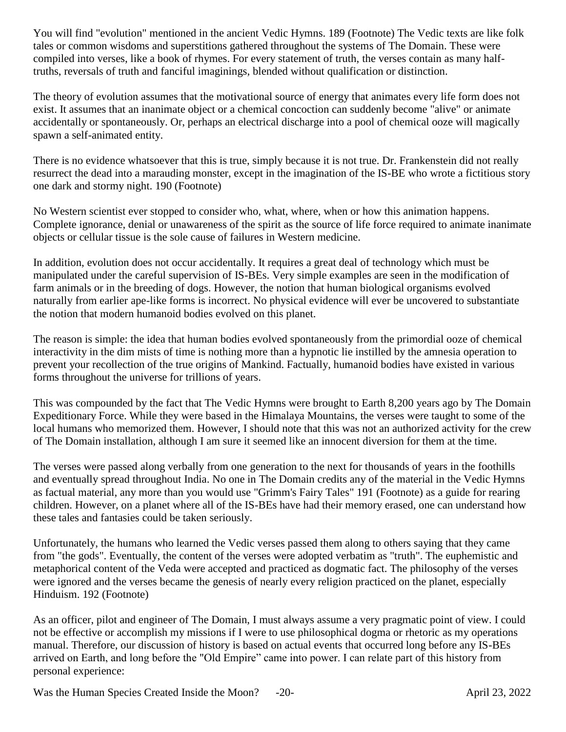You will find "evolution" mentioned in the ancient Vedic Hymns. 189 (Footnote) The Vedic texts are like folk tales or common wisdoms and superstitions gathered throughout the systems of The Domain. These were compiled into verses, like a book of rhymes. For every statement of truth, the verses contain as many half-truths, reversals of truth and fanciful imaginings, blended without qualification or distinction.

The theory of evolution assumes that the motivational source of energy that animates every life form does not exist. It assumes that an inanimate object or a chemical concoction can suddenly become "alive" or animate accidentally or spontaneously. Or, perhaps an electrical discharge into a pool of chemical ooze will magically spawn a self-animated entity.

There is no evidence whatsoever that this is true, simply because it is not true. Dr. Frankenstein did not really resurrect the dead into a marauding monster, except in the imagination of the IS-BE who wrote a fictitious story one dark and stormy night. 190 (Footnote)

No Western scientist ever stopped to consider who, what, where, when or how this animation happens. Complete ignorance, denial or unawareness of the spirit as the source of life force required to animate inanimate objects or cellular tissue is the sole cause of failures in Western medicine.

In addition, evolution does not occur accidentally. It requires a great deal of technology which must be manipulated under the careful supervision of IS-BEs. Very simple examples are seen in the modification of farm animals or in the breeding of dogs. However, the notion that human biological organisms evolved naturally from earlier ape-like forms is incorrect. No physical evidence will ever be uncovered to substantiate the notion that modern humanoid bodies evolved on this planet.

The reason is simple: the idea that human bodies evolved spontaneously from the primordial ooze of chemical interactivity in the dim mists of time is nothing more than a hypnotic lie instilled by the amnesia operation to prevent your recollection of the true origins of Mankind. Factually, humanoid bodies have existed in various forms throughout the universe for trillions of years.

This was compounded by the fact that The Vedic Hymns were brought to Earth 8,200 years ago by The Domain Expeditionary Force. While they were based in the Himalaya Mountains, the verses were taught to some of the local humans who memorized them. However, I should note that this was not an authorized activity for the crew of The Domain installation, although I am sure it seemed like an innocent diversion for them at the time.

The verses were passed along verbally from one generation to the next for thousands of years in the foothills and eventually spread throughout India. No one in The Domain credits any of the material in the Vedic Hymns as factual material, any more than you would use "Grimm's Fairy Tales" 191 (Footnote) as a guide for rearing children. However, on a planet where all of the IS-BEs have had their memory erased, one can understand how these tales and fantasies could be taken seriously.

Unfortunately, the humans who learned the Vedic verses passed them along to others saying that they came from "the gods". Eventually, the content of the verses were adopted verbatim as "truth". The euphemistic and metaphorical content of the Veda were accepted and practiced as dogmatic fact. The philosophy of the verses were ignored and the verses became the genesis of nearly every religion practiced on the planet, especially Hinduism. 192 (Footnote)

As an officer, pilot and engineer of The Domain, I must always assume a very pragmatic point of view. I could not be effective or accomplish my missions if I were to use philosophical dogma or rhetoric as my operations manual. Therefore, our discussion of history is based on actual events that occurred long before any IS-BEs arrived on Earth, and long before the "Old Empire" came into power. I can relate part of this history from personal experience: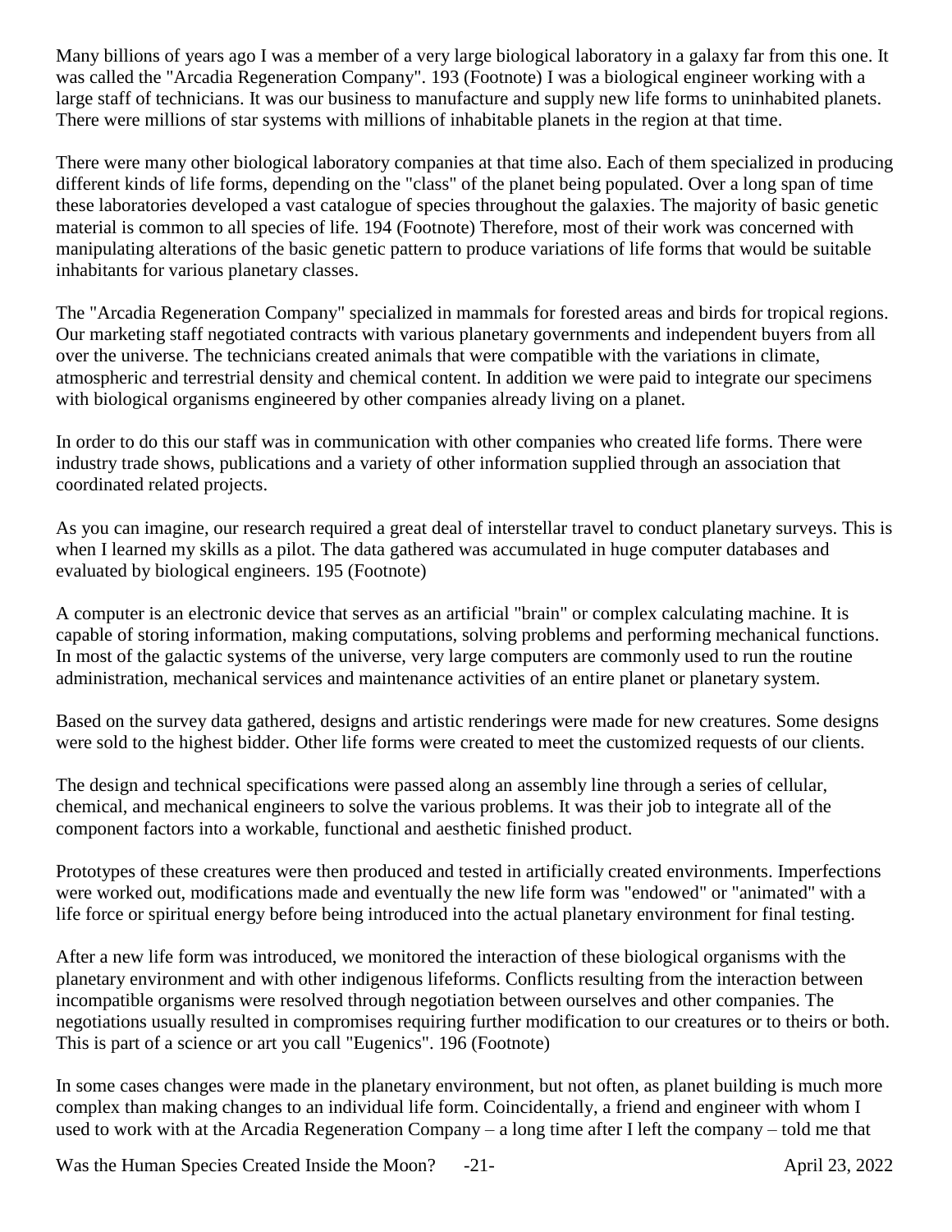Many billions of years ago I was a member of a very large biological laboratory in a galaxy far from this one. It was called the "Arcadia Regeneration Company". 193 (Footnote) I was a biological engineer working with a large staff of technicians. It was our business to manufacture and supply new life forms to uninhabited planets. There were millions of star systems with millions of inhabitable planets in the region at that time.

There were many other biological laboratory companies at that time also. Each of them specialized in producing different kinds of life forms, depending on the "class" of the planet being populated. Over a long span of time these laboratories developed a vast catalogue of species throughout the galaxies. The majority of basic genetic material is common to all species of life. 194 (Footnote) Therefore, most of their work was concerned with manipulating alterations of the basic genetic pattern to produce variations of life forms that would be suitable inhabitants for various planetary classes.

The "Arcadia Regeneration Company" specialized in mammals for forested areas and birds for tropical regions. Our marketing staff negotiated contracts with various planetary governments and independent buyers from all over the universe. The technicians created animals that were compatible with the variations in climate, atmospheric and terrestrial density and chemical content. In addition we were paid to integrate our specimens with biological organisms engineered by other companies already living on a planet.

In order to do this our staff was in communication with other companies who created life forms. There were industry trade shows, publications and a variety of other information supplied through an association that coordinated related projects.

As you can imagine, our research required a great deal of interstellar travel to conduct planetary surveys. This is when I learned my skills as a pilot. The data gathered was accumulated in huge computer databases and evaluated by biological engineers. 195 (Footnote)

A computer is an electronic device that serves as an artificial "brain" or complex calculating machine. It is capable of storing information, making computations, solving problems and performing mechanical functions. In most of the galactic systems of the universe, very large computers are commonly used to run the routine administration, mechanical services and maintenance activities of an entire planet or planetary system.

Based on the survey data gathered, designs and artistic renderings were made for new creatures. Some designs were sold to the highest bidder. Other life forms were created to meet the customized requests of our clients.

The design and technical specifications were passed along an assembly line through a series of cellular, chemical, and mechanical engineers to solve the various problems. It was their job to integrate all of the component factors into a workable, functional and aesthetic finished product.

Prototypes of these creatures were then produced and tested in artificially created environments. Imperfections were worked out, modifications made and eventually the new life form was "endowed" or "animated" with a life force or spiritual energy before being introduced into the actual planetary environment for final testing.

After a new life form was introduced, we monitored the interaction of these biological organisms with the planetary environment and with other indigenous lifeforms. Conflicts resulting from the interaction between incompatible organisms were resolved through negotiation between ourselves and other companies. The negotiations usually resulted in compromises requiring further modification to our creatures or to theirs or both. This is part of a science or art you call "Eugenics". 196 (Footnote)

In some cases changes were made in the planetary environment, but not often, as planet building is much more complex than making changes to an individual life form. Coincidentally, a friend and engineer with whom I used to work with at the Arcadia Regeneration Company – a long time after I left the company – told me that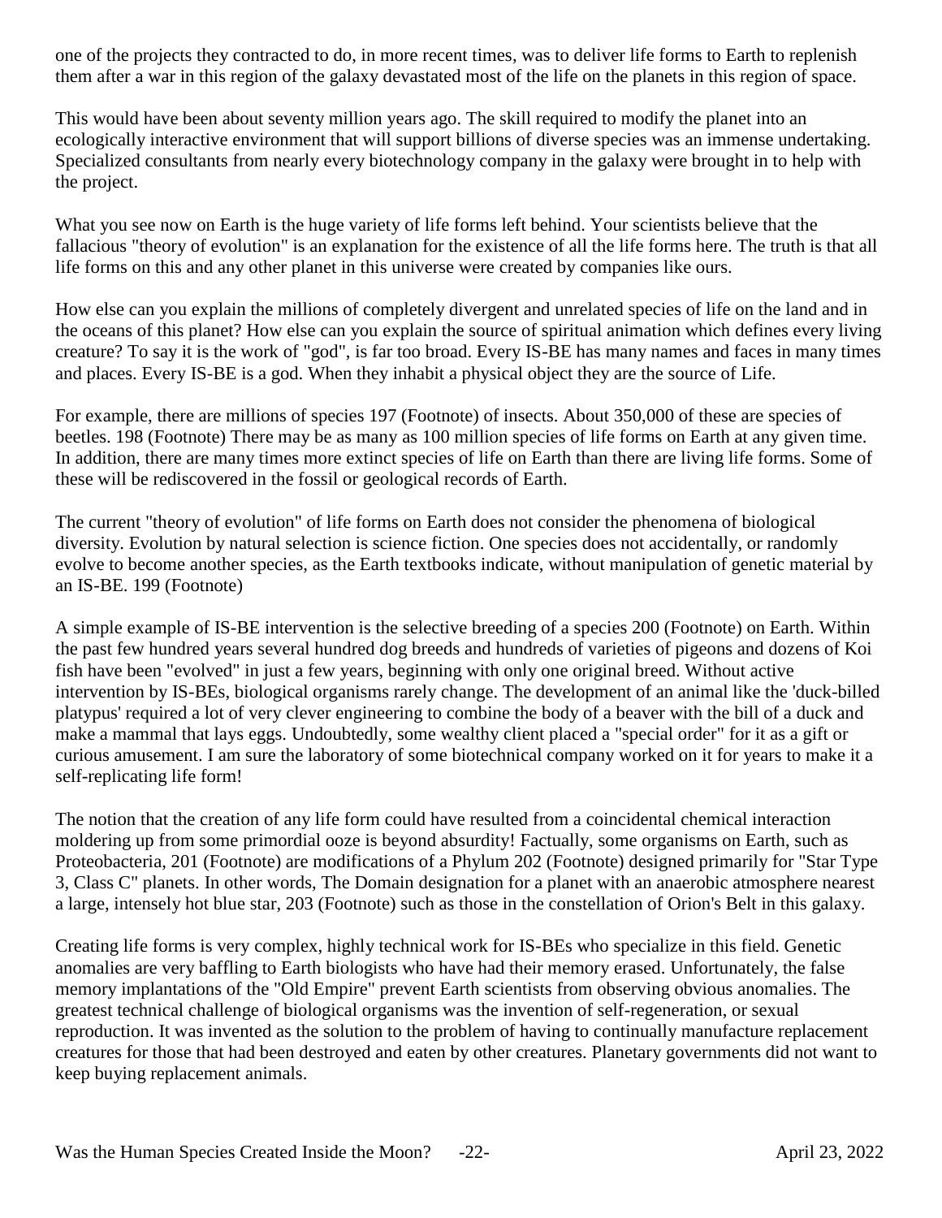one of the projects they contracted to do, in more recent times, was to deliver life forms to Earth to replenish them after a war in this region of the galaxy devastated most of the life on the planets in this region of space.

This would have been about seventy million years ago. The skill required to modify the planet into an ecologically interactive environment that will support billions of diverse species was an immense undertaking. Specialized consultants from nearly every biotechnology company in the galaxy were brought in to help with the project.

What you see now on Earth is the huge variety of life forms left behind. Your scientists believe that the fallacious "theory of evolution" is an explanation for the existence of all the life forms here. The truth is that all life forms on this and any other planet in this universe were created by companies like ours.

How else can you explain the millions of completely divergent and unrelated species of life on the land and in the oceans of this planet? How else can you explain the source of spiritual animation which defines every living creature? To say it is the work of "god", is far too broad. Every IS-BE has many names and faces in many times and places. Every IS-BE is a god. When they inhabit a physical object they are the source of Life.

For example, there are millions of species 197 (Footnote) of insects. About 350,000 of these are species of beetles. 198 (Footnote) There may be as many as 100 million species of life forms on Earth at any given time. In addition, there are many times more extinct species of life on Earth than there are living life forms. Some of these will be rediscovered in the fossil or geological records of Earth.

The current "theory of evolution" of life forms on Earth does not consider the phenomena of biological diversity. Evolution by natural selection is science fiction. One species does not accidentally, or randomly evolve to become another species, as the Earth textbooks indicate, without manipulation of genetic material by an IS-BE. 199 (Footnote)

A simple example of IS-BE intervention is the selective breeding of a species 200 (Footnote) on Earth. Within the past few hundred years several hundred dog breeds and hundreds of varieties of pigeons and dozens of Koi fish have been "evolved" in just a few years, beginning with only one original breed. Without active intervention by IS-BEs, biological organisms rarely change. The development of an animal like the 'duck-billed platypus' required a lot of very clever engineering to combine the body of a beaver with the bill of a duck and make a mammal that lays eggs. Undoubtedly, some wealthy client placed a "special order" for it as a gift or curious amusement. I am sure the laboratory of some biotechnical company worked on it for years to make it a self-replicating life form!

The notion that the creation of any life form could have resulted from a coincidental chemical interaction moldering up from some primordial ooze is beyond absurdity! Factually, some organisms on Earth, such as Proteobacteria, 201 (Footnote) are modifications of a Phylum 202 (Footnote) designed primarily for "Star Type 3, Class C" planets. In other words, The Domain designation for a planet with an anaerobic atmosphere nearest a large, intensely hot blue star, 203 (Footnote) such as those in the constellation of Orion's Belt in this galaxy.

Creating life forms is very complex, highly technical work for IS-BEs who specialize in this field. Genetic anomalies are very baffling to Earth biologists who have had their memory erased. Unfortunately, the false memory implantations of the "Old Empire" prevent Earth scientists from observing obvious anomalies. The greatest technical challenge of biological organisms was the invention of self-regeneration, or sexual reproduction. It was invented as the solution to the problem of having to continually manufacture replacement creatures for those that had been destroyed and eaten by other creatures. Planetary governments did not want to keep buying replacement animals.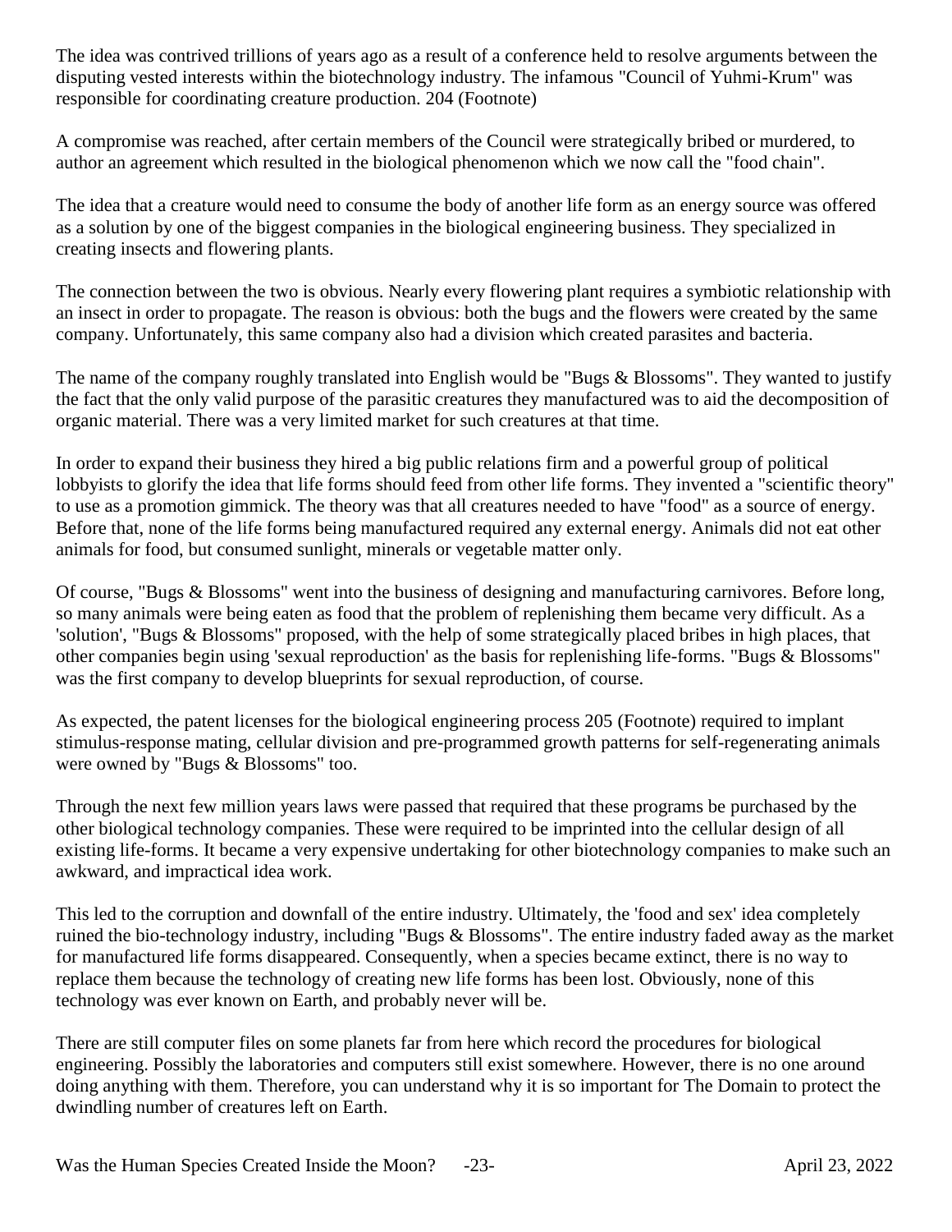The idea was contrived trillions of years ago as a result of a conference held to resolve arguments between the disputing vested interests within the biotechnology industry. The infamous "Council of Yuhmi-Krum" was responsible for coordinating creature production. 204 (Footnote)

A compromise was reached, after certain members of the Council were strategically bribed or murdered, to author an agreement which resulted in the biological phenomenon which we now call the "food chain".

The idea that a creature would need to consume the body of another life form as an energy source was offered as a solution by one of the biggest companies in the biological engineering business. They specialized in creating insects and flowering plants.

The connection between the two is obvious. Nearly every flowering plant requires a symbiotic relationship with an insect in order to propagate. The reason is obvious: both the bugs and the flowers were created by the same company. Unfortunately, this same company also had a division which created parasites and bacteria.

The name of the company roughly translated into English would be "Bugs & Blossoms". They wanted to justify the fact that the only valid purpose of the parasitic creatures they manufactured was to aid the decomposition of organic material. There was a very limited market for such creatures at that time.

In order to expand their business they hired a big public relations firm and a powerful group of political lobbyists to glorify the idea that life forms should feed from other life forms. They invented a "scientific theory" to use as a promotion gimmick. The theory was that all creatures needed to have "food" as a source of energy. Before that, none of the life forms being manufactured required any external energy. Animals did not eat other animals for food, but consumed sunlight, minerals or vegetable matter only.

Of course, "Bugs & Blossoms" went into the business of designing and manufacturing carnivores. Before long, so many animals were being eaten as food that the problem of replenishing them became very difficult. As a 'solution', "Bugs & Blossoms" proposed, with the help of some strategically placed bribes in high places, that other companies begin using 'sexual reproduction' as the basis for replenishing life-forms. "Bugs & Blossoms" was the first company to develop blueprints for sexual reproduction, of course.

As expected, the patent licenses for the biological engineering process 205 (Footnote) required to implant stimulus-response mating, cellular division and pre-programmed growth patterns for self-regenerating animals were owned by "Bugs & Blossoms" too.

Through the next few million years laws were passed that required that these programs be purchased by the other biological technology companies. These were required to be imprinted into the cellular design of all existing life-forms. It became a very expensive undertaking for other biotechnology companies to make such an awkward, and impractical idea work.

This led to the corruption and downfall of the entire industry. Ultimately, the 'food and sex' idea completely ruined the bio-technology industry, including "Bugs & Blossoms". The entire industry faded away as the market for manufactured life forms disappeared. Consequently, when a species became extinct, there is no way to replace them because the technology of creating new life forms has been lost. Obviously, none of this technology was ever known on Earth, and probably never will be.

There are still computer files on some planets far from here which record the procedures for biological engineering. Possibly the laboratories and computers still exist somewhere. However, there is no one around doing anything with them. Therefore, you can understand why it is so important for The Domain to protect the dwindling number of creatures left on Earth.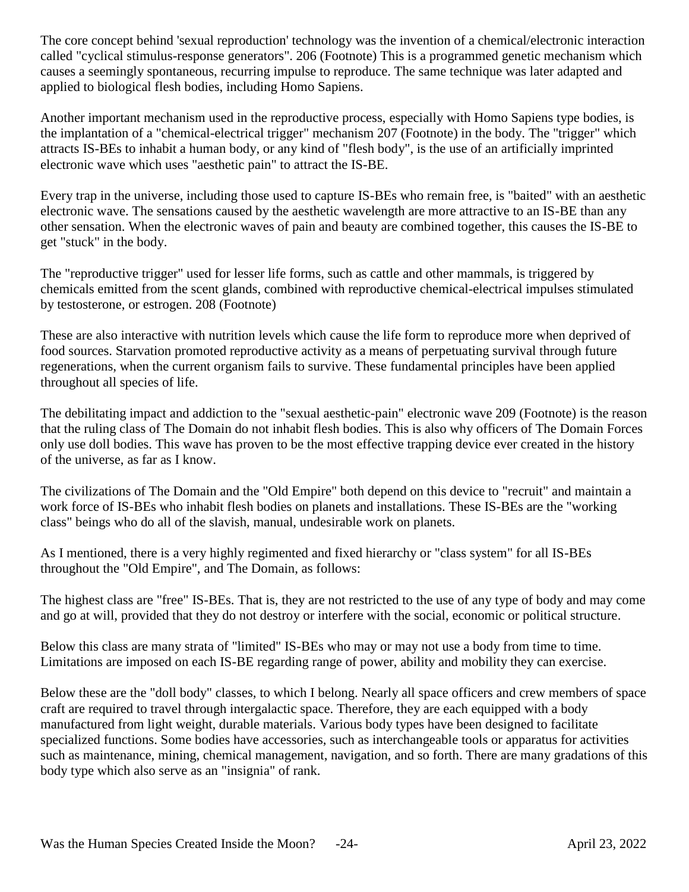The core concept behind 'sexual reproduction' technology was the invention of a chemical/electronic interaction called "cyclical stimulus-response generators". 206 (Footnote) This is a programmed genetic mechanism which causes a seemingly spontaneous, recurring impulse to reproduce. The same technique was later adapted and applied to biological flesh bodies, including Homo Sapiens.

Another important mechanism used in the reproductive process, especially with Homo Sapiens type bodies, is the implantation of a "chemical-electrical trigger" mechanism 207 (Footnote) in the body. The "trigger" which attracts IS-BEs to inhabit a human body, or any kind of "flesh body", is the use of an artificially imprinted electronic wave which uses "aesthetic pain" to attract the IS-BE.

Every trap in the universe, including those used to capture IS-BEs who remain free, is "baited" with an aesthetic electronic wave. The sensations caused by the aesthetic wavelength are more attractive to an IS-BE than any other sensation. When the electronic waves of pain and beauty are combined together, this causes the IS-BE to get "stuck" in the body.

The "reproductive trigger" used for lesser life forms, such as cattle and other mammals, is triggered by chemicals emitted from the scent glands, combined with reproductive chemical-electrical impulses stimulated by testosterone, or estrogen. 208 (Footnote)

These are also interactive with nutrition levels which cause the life form to reproduce more when deprived of food sources. Starvation promoted reproductive activity as a means of perpetuating survival through future regenerations, when the current organism fails to survive. These fundamental principles have been applied throughout all species of life.

The debilitating impact and addiction to the "sexual aesthetic-pain" electronic wave 209 (Footnote) is the reason that the ruling class of The Domain do not inhabit flesh bodies. This is also why officers of The Domain Forces only use doll bodies. This wave has proven to be the most effective trapping device ever created in the history of the universe, as far as I know.

The civilizations of The Domain and the "Old Empire" both depend on this device to "recruit" and maintain a work force of IS-BEs who inhabit flesh bodies on planets and installations. These IS-BEs are the "working class" beings who do all of the slavish, manual, undesirable work on planets.

As I mentioned, there is a very highly regimented and fixed hierarchy or "class system" for all IS-BEs throughout the "Old Empire", and The Domain, as follows:

The highest class are "free" IS-BEs. That is, they are not restricted to the use of any type of body and may come and go at will, provided that they do not destroy or interfere with the social, economic or political structure.

Below this class are many strata of "limited" IS-BEs who may or may not use a body from time to time. Limitations are imposed on each IS-BE regarding range of power, ability and mobility they can exercise.

Below these are the "doll body" classes, to which I belong. Nearly all space officers and crew members of space craft are required to travel through intergalactic space. Therefore, they are each equipped with a body manufactured from light weight, durable materials. Various body types have been designed to facilitate specialized functions. Some bodies have accessories, such as interchangeable tools or apparatus for activities such as maintenance, mining, chemical management, navigation, and so forth. There are many gradations of this body type which also serve as an "insignia" of rank.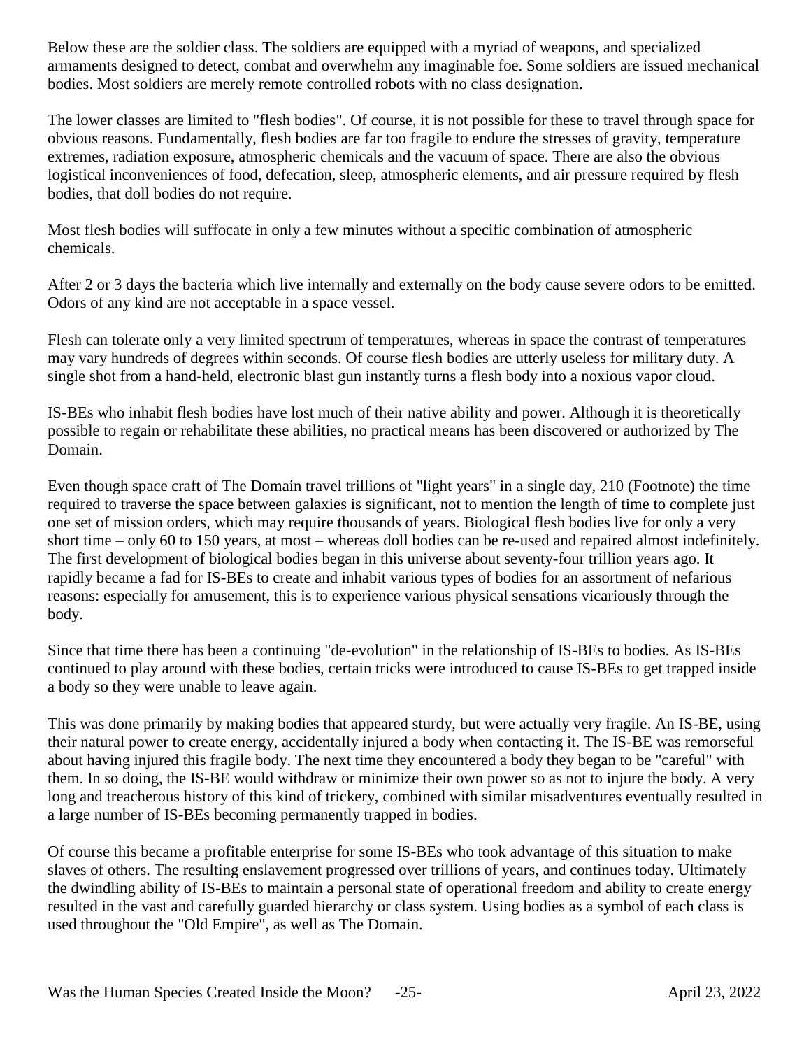Below these are the soldier class. The soldiers are equipped with a myriad of weapons, and specialized armaments designed to detect, combat and overwhelm any imaginable foe. Some soldiers are issued mechanical bodies. Most soldiers are merely remote controlled robots with no class designation.

The lower classes are limited to "flesh bodies". Of course, it is not possible for these to travel through space for obvious reasons. Fundamentally, flesh bodies are far too fragile to endure the stresses of gravity, temperature extremes, radiation exposure, atmospheric chemicals and the vacuum of space. There are also the obvious logistical inconveniences of food, defecation, sleep, atmospheric elements, and air pressure required by flesh bodies, that doll bodies do not require.

Most flesh bodies will suffocate in only a few minutes without a specific combination of atmospheric chemicals.

After 2 or 3 days the bacteria which live internally and externally on the body cause severe odors to be emitted. Odors of any kind are not acceptable in a space vessel.

Flesh can tolerate only a very limited spectrum of temperatures, whereas in space the contrast of temperatures may vary hundreds of degrees within seconds. Of course flesh bodies are utterly useless for military duty. A single shot from a hand-held, electronic blast gun instantly turns a flesh body into a noxious vapor cloud.

IS-BEs who inhabit flesh bodies have lost much of their native ability and power. Although it is theoretically possible to regain or rehabilitate these abilities, no practical means has been discovered or authorized by The Domain.

Even though space craft of The Domain travel trillions of "light years" in a single day, 210 (Footnote) the time required to traverse the space between galaxies is significant, not to mention the length of time to complete just one set of mission orders, which may require thousands of years. Biological flesh bodies live for only a very short time – only 60 to 150 years, at most – whereas doll bodies can be re-used and repaired almost indefinitely. The first development of biological bodies began in this universe about seventy-four trillion years ago. It rapidly became a fad for IS-BEs to create and inhabit various types of bodies for an assortment of nefarious reasons: especially for amusement, this is to experience various physical sensations vicariously through the body.

Since that time there has been a continuing "de-evolution" in the relationship of IS-BEs to bodies. As IS-BEs continued to play around with these bodies, certain tricks were introduced to cause IS-BEs to get trapped inside a body so they were unable to leave again.

This was done primarily by making bodies that appeared sturdy, but were actually very fragile. An IS-BE, using their natural power to create energy, accidentally injured a body when contacting it. The IS-BE was remorseful about having injured this fragile body. The next time they encountered a body they began to be "careful" with them. In so doing, the IS-BE would withdraw or minimize their own power so as not to injure the body. A very long and treacherous history of this kind of trickery, combined with similar misadventures eventually resulted in a large number of IS-BEs becoming permanently trapped in bodies.

Of course this became a profitable enterprise for some IS-BEs who took advantage of this situation to make slaves of others. The resulting enslavement progressed over trillions of years, and continues today. Ultimately the dwindling ability of IS-BEs to maintain a personal state of operational freedom and ability to create energy resulted in the vast and carefully guarded hierarchy or class system. Using bodies as a symbol of each class is used throughout the "Old Empire", as well as The Domain.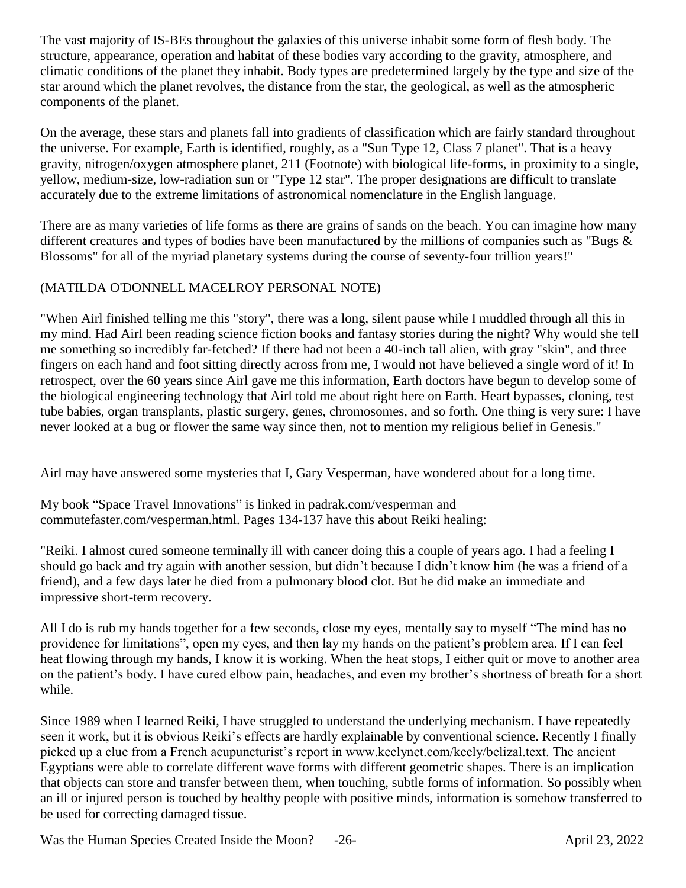The vast majority of IS-BEs throughout the galaxies of this universe inhabit some form of flesh body. The structure, appearance, operation and habitat of these bodies vary according to the gravity, atmosphere, and climatic conditions of the planet they inhabit. Body types are predetermined largely by the type and size of the star around which the planet revolves, the distance from the star, the geological, as well as the atmospheric components of the planet.

On the average, these stars and planets fall into gradients of classification which are fairly standard throughout the universe. For example, Earth is identified, roughly, as a "Sun Type 12, Class 7 planet". That is a heavy gravity, nitrogen/oxygen atmosphere planet, 211 (Footnote) with biological life-forms, in proximity to a single, yellow, medium-size, low-radiation sun or "Type 12 star". The proper designations are difficult to translate accurately due to the extreme limitations of astronomical nomenclature in the English language.

There are as many varieties of life forms as there are grains of sands on the beach. You can imagine how many different creatures and types of bodies have been manufactured by the millions of companies such as "Bugs & Blossoms" for all of the myriad planetary systems during the course of seventy-four trillion years!"

(MATILDA O'DONNELL MACELROY PERSONAL NOTE)

"When Airl finished telling me this "story", there was a long, silent pause while I muddled through all this in my mind. Had Airl been reading science fiction books and fantasy stories during the night? Why would she tell me something so incredibly far-fetched? If there had not been a 40-inch tall alien, with gray "skin", and three fingers on each hand and foot sitting directly across from me, I would not have believed a single word of it! In retrospect, over the 60 years since Airl gave me this information, Earth doctors have begun to develop some of the biological engineering technology that Airl told me about right here on Earth. Heart bypasses, cloning, test tube babies, organ transplants, plastic surgery, genes, chromosomes, and so forth. One thing is very sure: I have never looked at a bug or flower the same way since then, not to mention my religious belief in Genesis."

Airl may have answered some mysteries that I, Gary Vesperman, have wondered about for a long time.

My book "Space Travel Innovations" is linked in padrak.com/vesperman and commutefaster.com/vesperman.html. Pages 134-137 have this about Reiki healing:

"Reiki. I almost cured someone terminally ill with cancer doing this a couple of years ago. I had a feeling I should go back and try again with another session, but didn't because I didn't know him (he was a friend of a friend), and a few days later he died from a pulmonary blood clot. But he did make an immediate and impressive short-term recovery.

All I do is rub my hands together for a few seconds, close my eyes, mentally say to myself "The mind has no providence for limitations", open my eyes, and then lay my hands on the patient's problem area. If I can feel heat flowing through my hands, I know it is working. When the heat stops, I either quit or move to another area on the patient's body. I have cured elbow pain, headaches, and even my brother's shortness of breath for a short while.

Since 1989 when I learned Reiki, I have struggled to understand the underlying mechanism. I have repeatedly seen it work, but it is obvious Reiki's effects are hardly explainable by conventional science. Recently I finally picked up a clue from a French acupuncturist's report in www.keelynet.com/keely/belizal.text. The ancient Egyptians were able to correlate different wave forms with different geometric shapes. There is an implication that objects can store and transfer between them, when touching, subtle forms of information. So possibly when an ill or injured person is touched by healthy people with positive minds, information is somehow transferred to be used for correcting damaged tissue.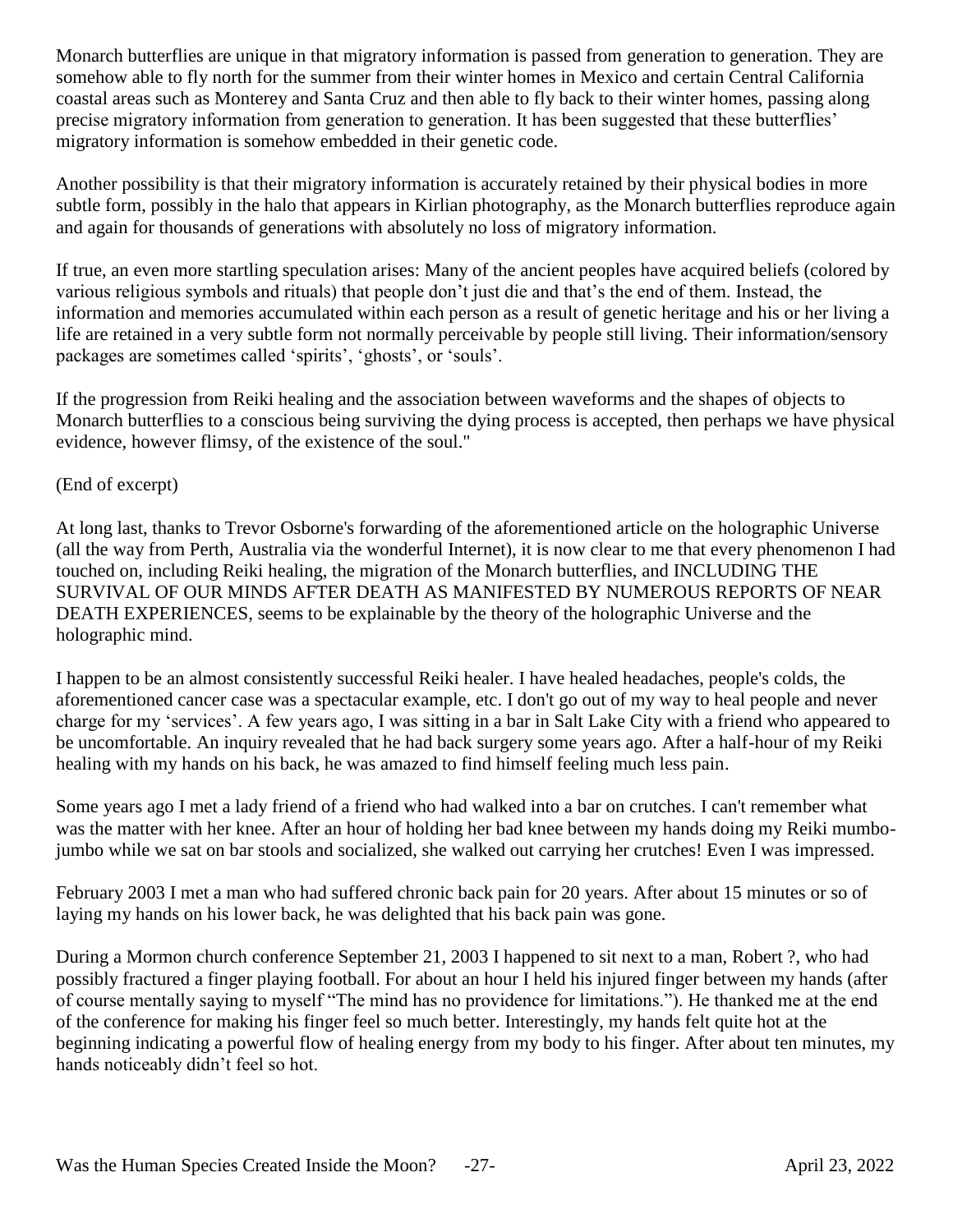Monarch butterflies are unique in that migratory information is passed from generation to generation. They are somehow able to fly north for the summer from their winter homes in Mexico and certain Central California coastal areas such as Monterey and Santa Cruz and then able to fly back to their winter homes, passing along precise migratory information from generation to generation. It has been suggested that these butterflies' migratory information is somehow embedded in their genetic code.

Another possibility is that their migratory information is accurately retained by their physical bodies in more subtle form, possibly in the halo that appears in Kirlian photography, as the Monarch butterflies reproduce again and again for thousands of generations with absolutely no loss of migratory information.

If true, an even more startling speculation arises: Many of the ancient peoples have acquired beliefs (colored by various religious symbols and rituals) that people don't just die and that's the end of them. Instead, the information and memories accumulated within each person as a result of genetic heritage and his or her living a life are retained in a very subtle form not normally perceivable by people still living. Their information/sensory packages are sometimes called 'spirits', 'ghosts', or 'souls'.

If the progression from Reiki healing and the association between waveforms and the shapes of objects to Monarch butterflies to a conscious being surviving the dying process is accepted, then perhaps we have physical evidence, however flimsy, of the existence of the soul."

(End of excerpt)

At long last, thanks to Trevor Osborne's forwarding of the aforementioned article on the holographic Universe (all the way from Perth, Australia via the wonderful Internet), it is now clear to me that every phenomenon I had touched on, including Reiki healing, the migration of the Monarch butterflies, and INCLUDING THE SURVIVAL OF OUR MINDS AFTER DEATH AS MANIFESTED BY NUMEROUS REPORTS OF NEAR DEATH EXPERIENCES, seems to be explainable by the theory of the holographic Universe and the holographic mind.

I happen to be an almost consistently successful Reiki healer. I have healed headaches, people's colds, the aforementioned cancer case was a spectacular example, etc. I don't go out of my way to heal people and never charge for my 'services'. A few years ago, I was sitting in a bar in Salt Lake City with a friend who appeared to be uncomfortable. An inquiry revealed that he had back surgery some years ago. After a half-hour of my Reiki healing with my hands on his back, he was amazed to find himself feeling much less pain.

Some years ago I met a lady friend of a friend who had walked into a bar on crutches. I can't remember what was the matter with her knee. After an hour of holding her bad knee between my hands doing my Reiki mumbo-jumbo while we sat on bar stools and socialized, she walked out carrying her crutches! Even I was impressed.

February 2003 I met a man who had suffered chronic back pain for 20 years. After about 15 minutes or so of laying my hands on his lower back, he was delighted that his back pain was gone.

During a Mormon church conference September 21, 2003 I happened to sit next to a man, Robert ?, who had possibly fractured a finger playing football. For about an hour I held his injured finger between my hands (after of course mentally saying to myself "The mind has no providence for limitations."). He thanked me at the end of the conference for making his finger feel so much better. Interestingly, my hands felt quite hot at the beginning indicating a powerful flow of healing energy from my body to his finger. After about ten minutes, my hands noticeably didn't feel so hot.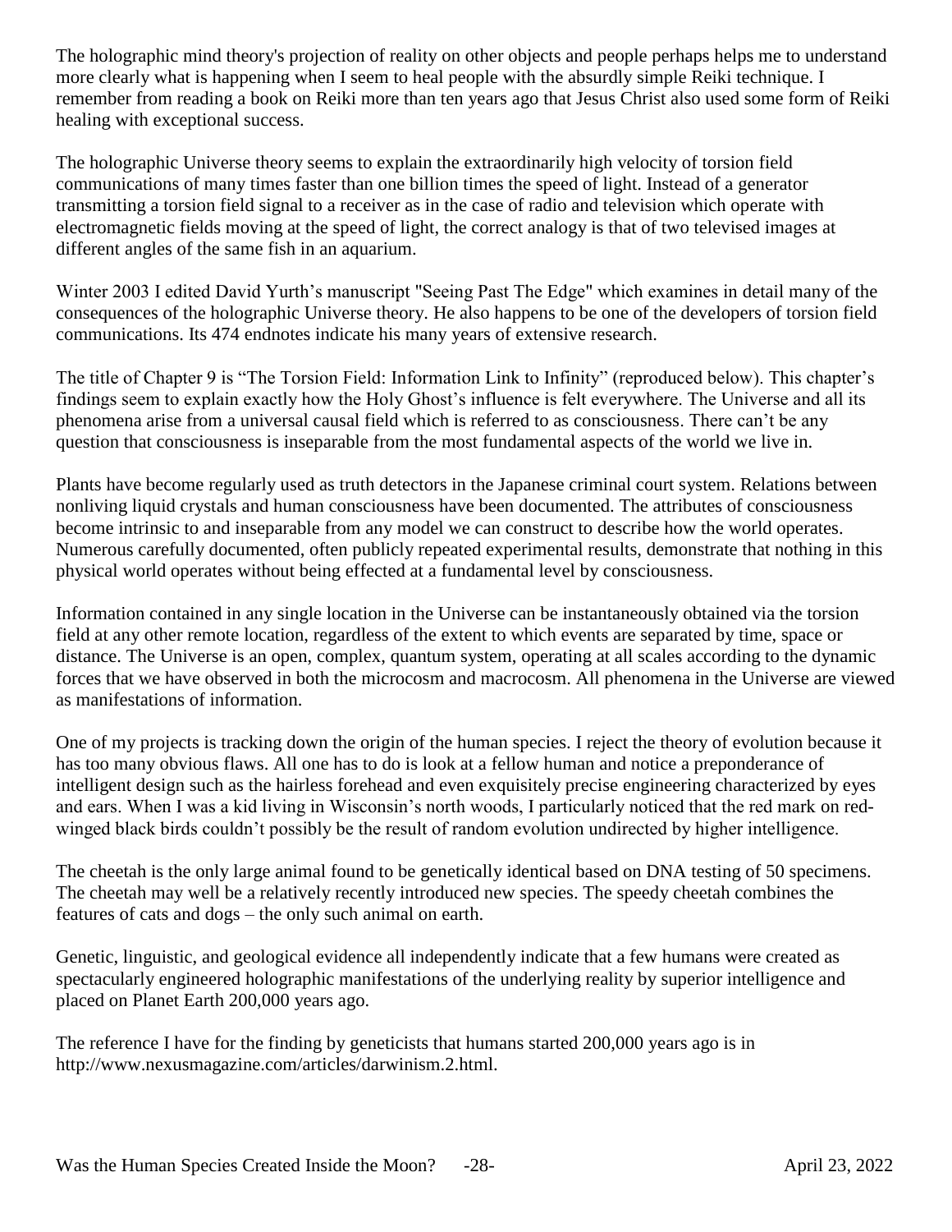The holographic mind theory's projection of reality on other objects and people perhaps helps me to understand more clearly what is happening when I seem to heal people with the absurdly simple Reiki technique. I remember from reading a book on Reiki more than ten years ago that Jesus Christ also used some form of Reiki healing with exceptional success.

The holographic Universe theory seems to explain the extraordinarily high velocity of torsion field communications of many times faster than one billion times the speed of light. Instead of a generator transmitting a torsion field signal to a receiver as in the case of radio and television which operate with electromagnetic fields moving at the speed of light, the correct analogy is that of two televised images at different angles of the same fish in an aquarium.

Winter 2003 I edited David Yurth's manuscript "Seeing Past The Edge" which examines in detail many of the consequences of the holographic Universe theory. He also happens to be one of the developers of torsion field communications. Its 474 endnotes indicate his many years of extensive research.

The title of Chapter 9 is "The Torsion Field: Information Link to Infinity" (reproduced below). This chapter's findings seem to explain exactly how the Holy Ghost's influence is felt everywhere. The Universe and all its phenomena arise from a universal causal field which is referred to as consciousness. There can't be any question that consciousness is inseparable from the most fundamental aspects of the world we live in.

Plants have become regularly used as truth detectors in the Japanese criminal court system. Relations between nonliving liquid crystals and human consciousness have been documented. The attributes of consciousness become intrinsic to and inseparable from any model we can construct to describe how the world operates. Numerous carefully documented, often publicly repeated experimental results, demonstrate that nothing in this physical world operates without being effected at a fundamental level by consciousness.

Information contained in any single location in the Universe can be instantaneously obtained via the torsion field at any other remote location, regardless of the extent to which events are separated by time, space or distance. The Universe is an open, complex, quantum system, operating at all scales according to the dynamic forces that we have observed in both the microcosm and macrocosm. All phenomena in the Universe are viewed as manifestations of information.

One of my projects is tracking down the origin of the human species. I reject the theory of evolution because it has too many obvious flaws. All one has to do is look at a fellow human and notice a preponderance of intelligent design such as the hairless forehead and even exquisitely precise engineering characterized by eyes and ears. When I was a kid living in Wisconsin's north woods, I particularly noticed that the red mark on red-winged black birds couldn't possibly be the result of random evolution undirected by higher intelligence.

The cheetah is the only large animal found to be genetically identical based on DNA testing of 50 specimens. The cheetah may well be a relatively recently introduced new species. The speedy cheetah combines the features of cats and dogs – the only such animal on earth.

Genetic, linguistic, and geological evidence all independently indicate that a few humans were created as spectacularly engineered holographic manifestations of the underlying reality by superior intelligence and placed on Planet Earth 200,000 years ago.

The reference I have for the finding by geneticists that humans started 200,000 years ago is in http://www.nexusmagazine.com/articles/darwinism.2.html.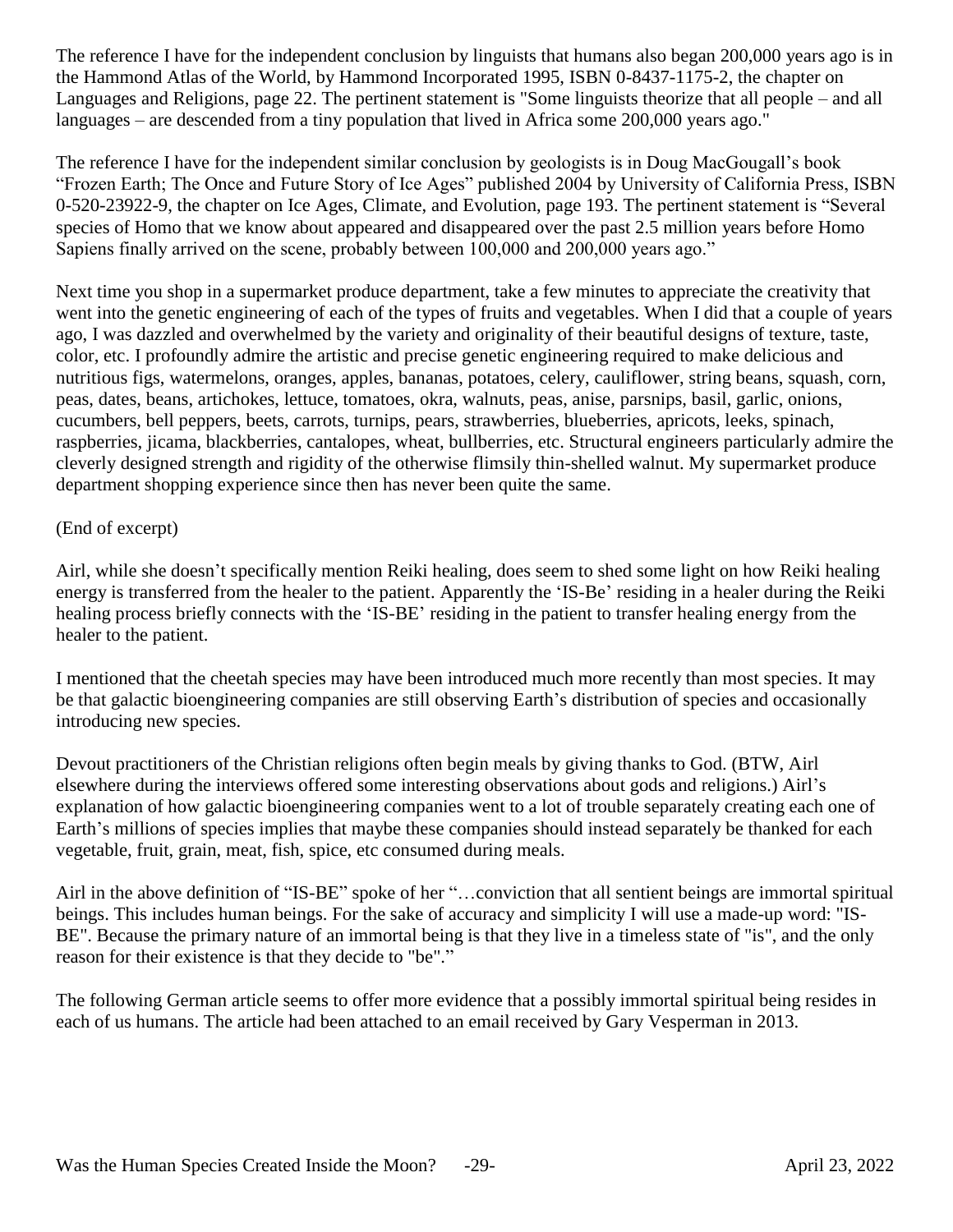The reference I have for the independent conclusion by linguists that humans also began 200,000 years ago is in the Hammond Atlas of the World, by Hammond Incorporated 1995, ISBN 0-8437-1175-2, the chapter on Languages and Religions, page 22. The pertinent statement is "Some linguists theorize that all people – and all languages – are descended from a tiny population that lived in Africa some 200,000 years ago."

The reference I have for the independent similar conclusion by geologists is in Doug MacGougall's book "Frozen Earth; The Once and Future Story of Ice Ages" published 2004 by University of California Press, ISBN 0-520-23922-9, the chapter on Ice Ages, Climate, and Evolution, page 193. The pertinent statement is "Several species of Homo that we know about appeared and disappeared over the past 2.5 million years before Homo Sapiens finally arrived on the scene, probably between 100,000 and 200,000 years ago."

Next time you shop in a supermarket produce department, take a few minutes to appreciate the creativity that went into the genetic engineering of each of the types of fruits and vegetables. When I did that a couple of years ago, I was dazzled and overwhelmed by the variety and originality of their beautiful designs of texture, taste, color, etc. I profoundly admire the artistic and precise genetic engineering required to make delicious and nutritious figs, watermelons, oranges, apples, bananas, potatoes, celery, cauliflower, string beans, squash, corn, peas, dates, beans, artichokes, lettuce, tomatoes, okra, walnuts, peas, anise, parsnips, basil, garlic, onions, cucumbers, bell peppers, beets, carrots, turnips, pears, strawberries, blueberries, apricots, leeks, spinach, raspberries, jicama, blackberries, cantalopes, wheat, bullberries, etc. Structural engineers particularly admire the cleverly designed strength and rigidity of the otherwise flimsily thin-shelled walnut. My supermarket produce department shopping experience since then has never been quite the same.

(End of excerpt)

Airl, while she doesn't specifically mention Reiki healing, does seem to shed some light on how Reiki healing energy is transferred from the healer to the patient. Apparently the 'IS-Be' residing in a healer during the Reiki healing process briefly connects with the 'IS-BE' residing in the patient to transfer healing energy from the healer to the patient.

I mentioned that the cheetah species may have been introduced much more recently than most species. It may be that galactic bioengineering companies are still observing Earth's distribution of species and occasionally introducing new species.

Devout practitioners of the Christian religions often begin meals by giving thanks to God. (BTW, Airl elsewhere during the interviews offered some interesting observations about gods and religions.) Airl's explanation of how galactic bioengineering companies went to a lot of trouble separately creating each one of Earth's millions of species implies that maybe these companies should instead separately be thanked for each vegetable, fruit, grain, meat, fish, spice, etc consumed during meals.

Airl in the above definition of "IS-BE" spoke of her "…conviction that all sentient beings are immortal spiritual beings. This includes human beings. For the sake of accuracy and simplicity I will use a made-up word: "IS-BE". Because the primary nature of an immortal being is that they live in a timeless state of "is", and the only reason for their existence is that they decide to "be"."

The following German article seems to offer more evidence that a possibly immortal spiritual being resides in each of us humans. The article had been attached to an email received by Gary Vesperman in 2013.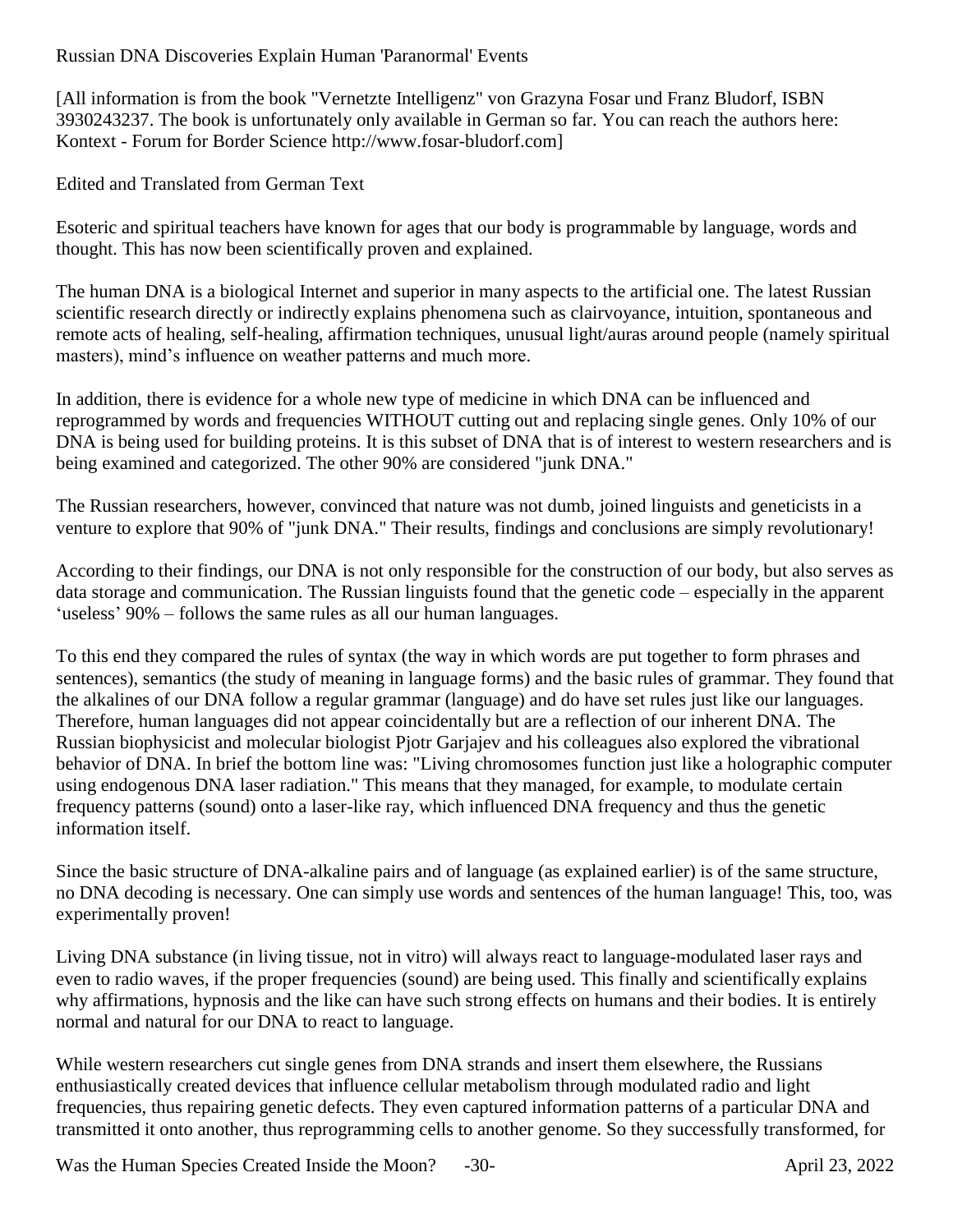Russian DNA Discoveries Explain Human 'Paranormal' Events

[All information is from the book "Vernetzte Intelligenz" von Grazyna Fosar und Franz Bludorf, ISBN 3930243237. The book is unfortunately only available in German so far. You can reach the authors here: Kontext - Forum for Border Science http://www.fosar-bludorf.com]

Edited and Translated from German Text

Esoteric and spiritual teachers have known for ages that our body is programmable by language, words and thought. This has now been scientifically proven and explained.

The human DNA is a biological Internet and superior in many aspects to the artificial one. The latest Russian scientific research directly or indirectly explains phenomena such as clairvoyance, intuition, spontaneous and remote acts of healing, self-healing, affirmation techniques, unusual light/auras around people (namely spiritual masters), mind's influence on weather patterns and much more.

In addition, there is evidence for a whole new type of medicine in which DNA can be influenced and reprogrammed by words and frequencies WITHOUT cutting out and replacing single genes. Only 10% of our DNA is being used for building proteins. It is this subset of DNA that is of interest to western researchers and is being examined and categorized. The other 90% are considered "junk DNA."

The Russian researchers, however, convinced that nature was not dumb, joined linguists and geneticists in a venture to explore that 90% of "junk DNA." Their results, findings and conclusions are simply revolutionary!

According to their findings, our DNA is not only responsible for the construction of our body, but also serves as data storage and communication. The Russian linguists found that the genetic code – especially in the apparent 'useless' 90% – follows the same rules as all our human languages.

To this end they compared the rules of syntax (the way in which words are put together to form phrases and sentences), semantics (the study of meaning in language forms) and the basic rules of grammar. They found that the alkalines of our DNA follow a regular grammar (language) and do have set rules just like our languages. Therefore, human languages did not appear coincidentally but are a reflection of our inherent DNA. The Russian biophysicist and molecular biologist Pjotr Garjajev and his colleagues also explored the vibrational behavior of DNA. In brief the bottom line was: "Living chromosomes function just like a holographic computer using endogenous DNA laser radiation." This means that they managed, for example, to modulate certain frequency patterns (sound) onto a laser-like ray, which influenced DNA frequency and thus the genetic information itself.

Since the basic structure of DNA-alkaline pairs and of language (as explained earlier) is of the same structure, no DNA decoding is necessary. One can simply use words and sentences of the human language! This, too, was experimentally proven!

Living DNA substance (in living tissue, not in vitro) will always react to language-modulated laser rays and even to radio waves, if the proper frequencies (sound) are being used. This finally and scientifically explains why affirmations, hypnosis and the like can have such strong effects on humans and their bodies. It is entirely normal and natural for our DNA to react to language.

While western researchers cut single genes from DNA strands and insert them elsewhere, the Russians enthusiastically created devices that influence cellular metabolism through modulated radio and light frequencies, thus repairing genetic defects. They even captured information patterns of a particular DNA and transmitted it onto another, thus reprogramming cells to another genome. So they successfully transformed, for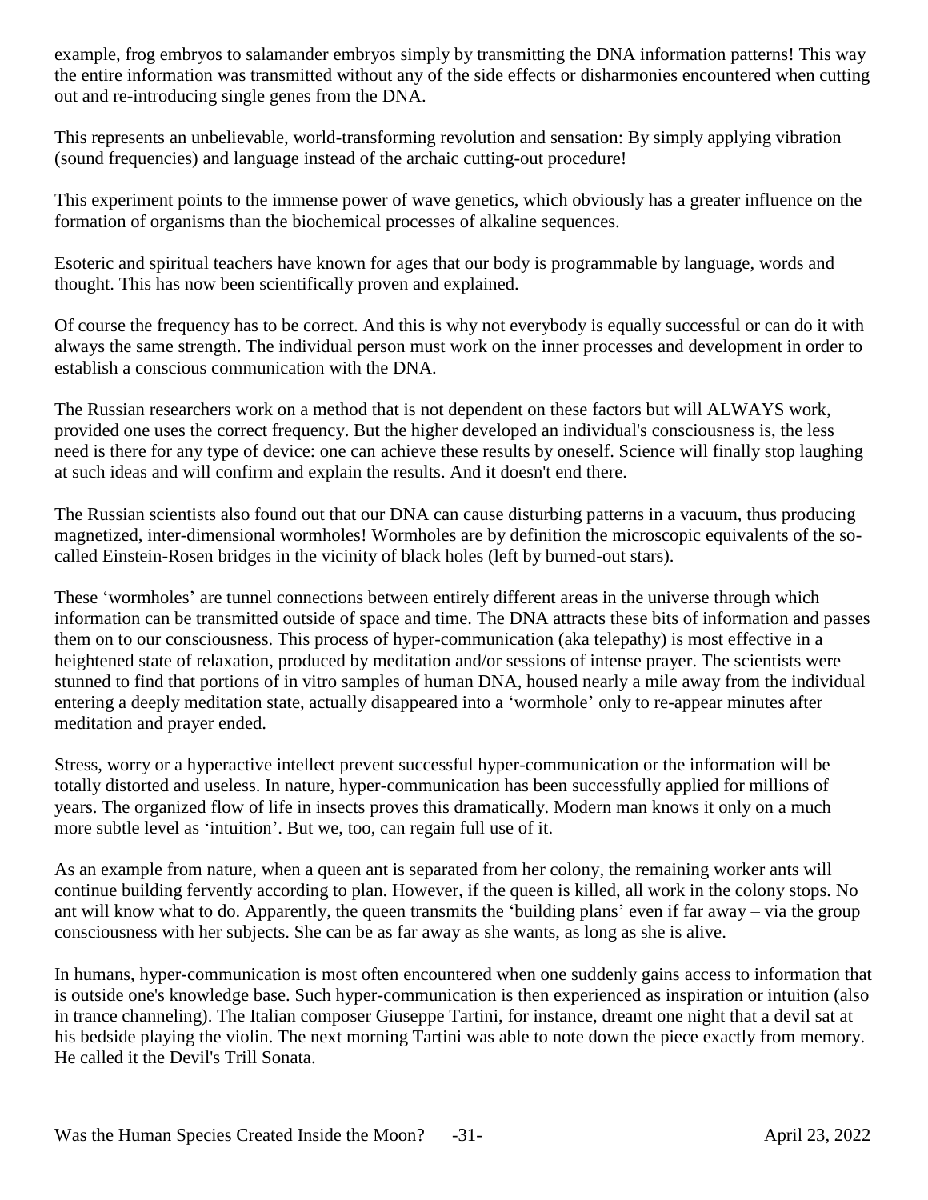example, frog embryos to salamander embryos simply by transmitting the DNA information patterns! This way the entire information was transmitted without any of the side effects or disharmonies encountered when cutting out and re-introducing single genes from the DNA.

This represents an unbelievable, world-transforming revolution and sensation: By simply applying vibration (sound frequencies) and language instead of the archaic cutting-out procedure!

This experiment points to the immense power of wave genetics, which obviously has a greater influence on the formation of organisms than the biochemical processes of alkaline sequences.

Esoteric and spiritual teachers have known for ages that our body is programmable by language, words and thought. This has now been scientifically proven and explained.

Of course the frequency has to be correct. And this is why not everybody is equally successful or can do it with always the same strength. The individual person must work on the inner processes and development in order to establish a conscious communication with the DNA.

The Russian researchers work on a method that is not dependent on these factors but will ALWAYS work, provided one uses the correct frequency. But the higher developed an individual's consciousness is, the less need is there for any type of device: one can achieve these results by oneself. Science will finally stop laughing at such ideas and will confirm and explain the results. And it doesn't end there.

The Russian scientists also found out that our DNA can cause disturbing patterns in a vacuum, thus producing magnetized, inter-dimensional wormholes! Wormholes are by definition the microscopic equivalents of the so-called Einstein-Rosen bridges in the vicinity of black holes (left by burned-out stars).

These 'wormholes' are tunnel connections between entirely different areas in the universe through which information can be transmitted outside of space and time. The DNA attracts these bits of information and passes them on to our consciousness. This process of hyper-communication (aka telepathy) is most effective in a heightened state of relaxation, produced by meditation and/or sessions of intense prayer. The scientists were stunned to find that portions of in vitro samples of human DNA, housed nearly a mile away from the individual entering a deeply meditation state, actually disappeared into a 'wormhole' only to re-appear minutes after meditation and prayer ended.

Stress, worry or a hyperactive intellect prevent successful hyper-communication or the information will be totally distorted and useless. In nature, hyper-communication has been successfully applied for millions of years. The organized flow of life in insects proves this dramatically. Modern man knows it only on a much more subtle level as 'intuition'. But we, too, can regain full use of it.

As an example from nature, when a queen ant is separated from her colony, the remaining worker ants will continue building fervently according to plan. However, if the queen is killed, all work in the colony stops. No ant will know what to do. Apparently, the queen transmits the 'building plans' even if far away – via the group consciousness with her subjects. She can be as far away as she wants, as long as she is alive.

In humans, hyper-communication is most often encountered when one suddenly gains access to information that is outside one's knowledge base. Such hyper-communication is then experienced as inspiration or intuition (also in trance channeling). The Italian composer Giuseppe Tartini, for instance, dreamt one night that a devil sat at his bedside playing the violin. The next morning Tartini was able to note down the piece exactly from memory. He called it the Devil's Trill Sonata.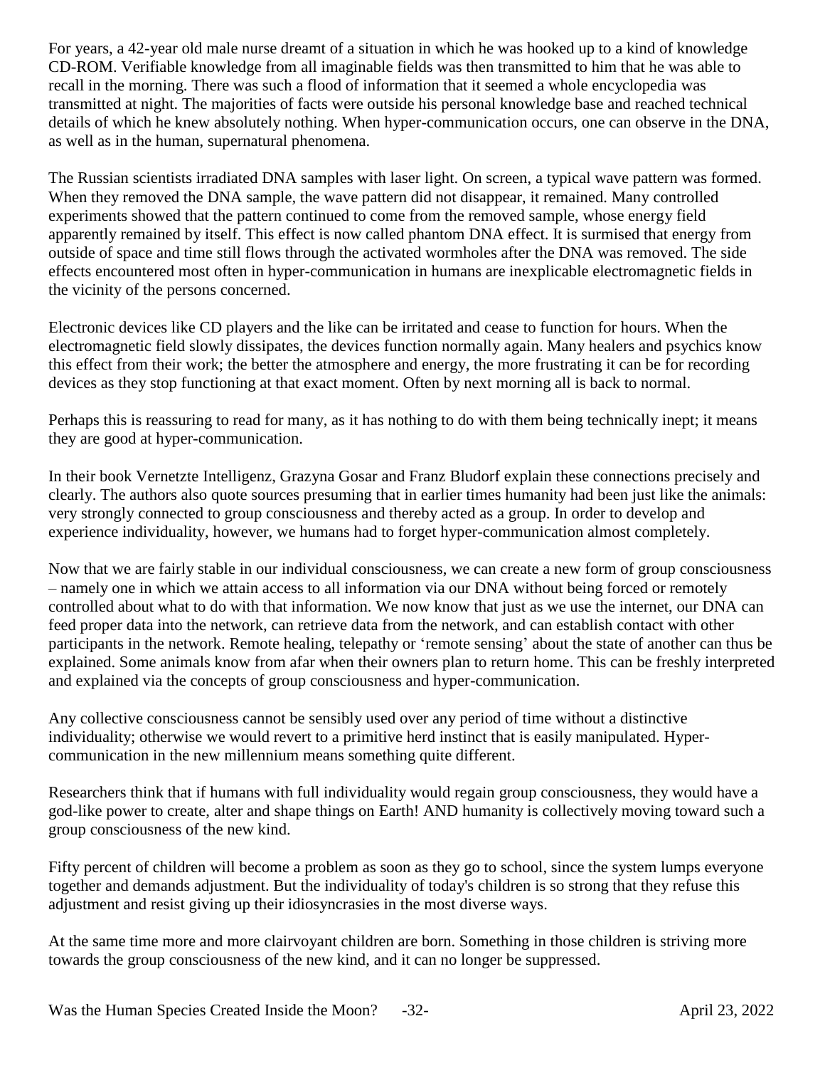For years, a 42-year old male nurse dreamt of a situation in which he was hooked up to a kind of knowledge CD-ROM. Verifiable knowledge from all imaginable fields was then transmitted to him that he was able to recall in the morning. There was such a flood of information that it seemed a whole encyclopedia was transmitted at night. The majorities of facts were outside his personal knowledge base and reached technical details of which he knew absolutely nothing. When hyper-communication occurs, one can observe in the DNA, as well as in the human, supernatural phenomena.

The Russian scientists irradiated DNA samples with laser light. On screen, a typical wave pattern was formed. When they removed the DNA sample, the wave pattern did not disappear, it remained. Many controlled experiments showed that the pattern continued to come from the removed sample, whose energy field apparently remained by itself. This effect is now called phantom DNA effect. It is surmised that energy from outside of space and time still flows through the activated wormholes after the DNA was removed. The side effects encountered most often in hyper-communication in humans are inexplicable electromagnetic fields in the vicinity of the persons concerned.

Electronic devices like CD players and the like can be irritated and cease to function for hours. When the electromagnetic field slowly dissipates, the devices function normally again. Many healers and psychics know this effect from their work; the better the atmosphere and energy, the more frustrating it can be for recording devices as they stop functioning at that exact moment. Often by next morning all is back to normal.

Perhaps this is reassuring to read for many, as it has nothing to do with them being technically inept; it means they are good at hyper-communication.

In their book Vernetzte Intelligenz, Grazyna Gosar and Franz Bludorf explain these connections precisely and clearly. The authors also quote sources presuming that in earlier times humanity had been just like the animals: very strongly connected to group consciousness and thereby acted as a group. In order to develop and experience individuality, however, we humans had to forget hyper-communication almost completely.

Now that we are fairly stable in our individual consciousness, we can create a new form of group consciousness – namely one in which we attain access to all information via our DNA without being forced or remotely controlled about what to do with that information. We now know that just as we use the internet, our DNA can feed proper data into the network, can retrieve data from the network, and can establish contact with other participants in the network. Remote healing, telepathy or 'remote sensing' about the state of another can thus be explained. Some animals know from afar when their owners plan to return home. This can be freshly interpreted and explained via the concepts of group consciousness and hyper-communication.

Any collective consciousness cannot be sensibly used over any period of time without a distinctive individuality; otherwise we would revert to a primitive herd instinct that is easily manipulated. Hyper-communication in the new millennium means something quite different.

Researchers think that if humans with full individuality would regain group consciousness, they would have a god-like power to create, alter and shape things on Earth! AND humanity is collectively moving toward such a group consciousness of the new kind.

Fifty percent of children will become a problem as soon as they go to school, since the system lumps everyone together and demands adjustment. But the individuality of today's children is so strong that they refuse this adjustment and resist giving up their idiosyncrasies in the most diverse ways.

At the same time more and more clairvoyant children are born. Something in those children is striving more towards the group consciousness of the new kind, and it can no longer be suppressed.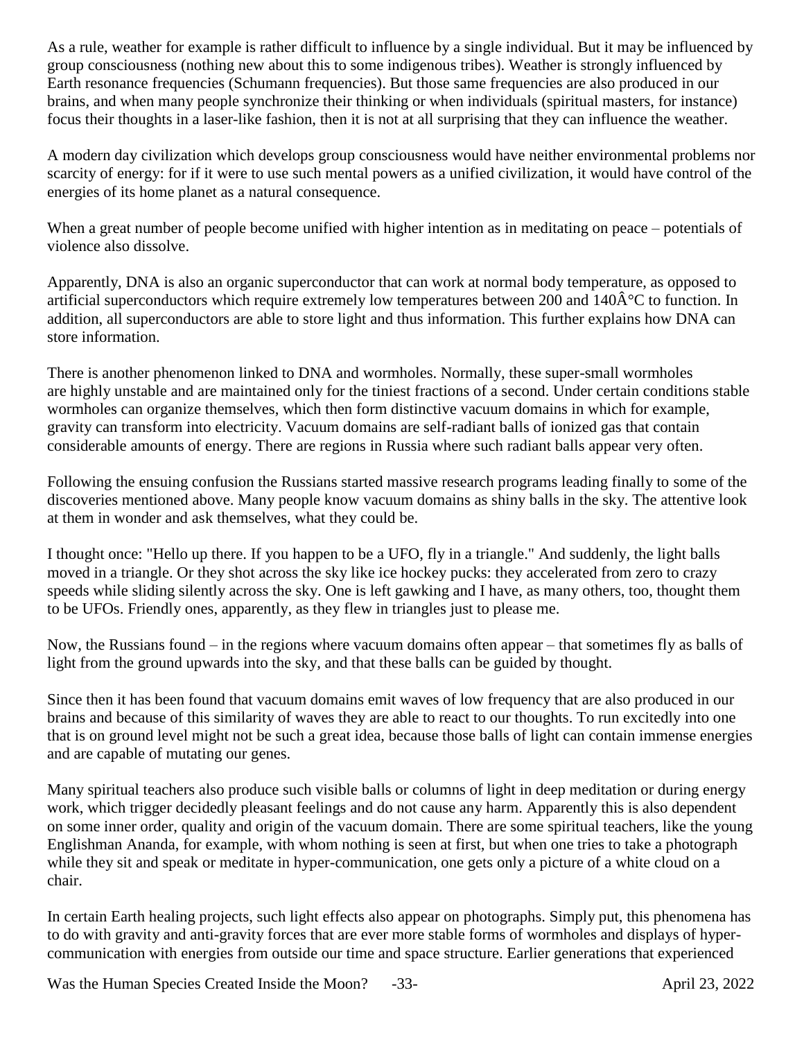As a rule, weather for example is rather difficult to influence by a single individual. But it may be influenced by group consciousness (nothing new about this to some indigenous tribes). Weather is strongly influenced by Earth resonance frequencies (Schumann frequencies). But those same frequencies are also produced in our brains, and when many people synchronize their thinking or when individuals (spiritual masters, for instance) focus their thoughts in a laser-like fashion, then it is not at all surprising that they can influence the weather.

A modern day civilization which develops group consciousness would have neither environmental problems nor scarcity of energy: for if it were to use such mental powers as a unified civilization, it would have control of the energies of its home planet as a natural consequence.

When a great number of people become unified with higher intention as in meditating on peace – potentials of violence also dissolve.

Apparently, DNA is also an organic superconductor that can work at normal body temperature, as opposed to artificial superconductors which require extremely low temperatures between 200 and 140Â°C to function. In addition, all superconductors are able to store light and thus information. This further explains how DNA can store information.

There is another phenomenon linked to DNA and wormholes. Normally, these super-small wormholes are highly unstable and are maintained only for the tiniest fractions of a second. Under certain conditions stable wormholes can organize themselves, which then form distinctive vacuum domains in which for example, gravity can transform into electricity. Vacuum domains are self-radiant balls of ionized gas that contain considerable amounts of energy. There are regions in Russia where such radiant balls appear very often.

Following the ensuing confusion the Russians started massive research programs leading finally to some of the discoveries mentioned above. Many people know vacuum domains as shiny balls in the sky. The attentive look at them in wonder and ask themselves, what they could be.

I thought once: "Hello up there. If you happen to be a UFO, fly in a triangle." And suddenly, the light balls moved in a triangle. Or they shot across the sky like ice hockey pucks: they accelerated from zero to crazy speeds while sliding silently across the sky. One is left gawking and I have, as many others, too, thought them to be UFOs. Friendly ones, apparently, as they flew in triangles just to please me.

Now, the Russians found – in the regions where vacuum domains often appear – that sometimes fly as balls of light from the ground upwards into the sky, and that these balls can be guided by thought.

Since then it has been found that vacuum domains emit waves of low frequency that are also produced in our brains and because of this similarity of waves they are able to react to our thoughts. To run excitedly into one that is on ground level might not be such a great idea, because those balls of light can contain immense energies and are capable of mutating our genes.

Many spiritual teachers also produce such visible balls or columns of light in deep meditation or during energy work, which trigger decidedly pleasant feelings and do not cause any harm. Apparently this is also dependent on some inner order, quality and origin of the vacuum domain. There are some spiritual teachers, like the young Englishman Ananda, for example, with whom nothing is seen at first, but when one tries to take a photograph while they sit and speak or meditate in hyper-communication, one gets only a picture of a white cloud on a chair.

In certain Earth healing projects, such light effects also appear on photographs. Simply put, this phenomena has to do with gravity and anti-gravity forces that are ever more stable forms of wormholes and displays of hyper-communication with energies from outside our time and space structure. Earlier generations that experienced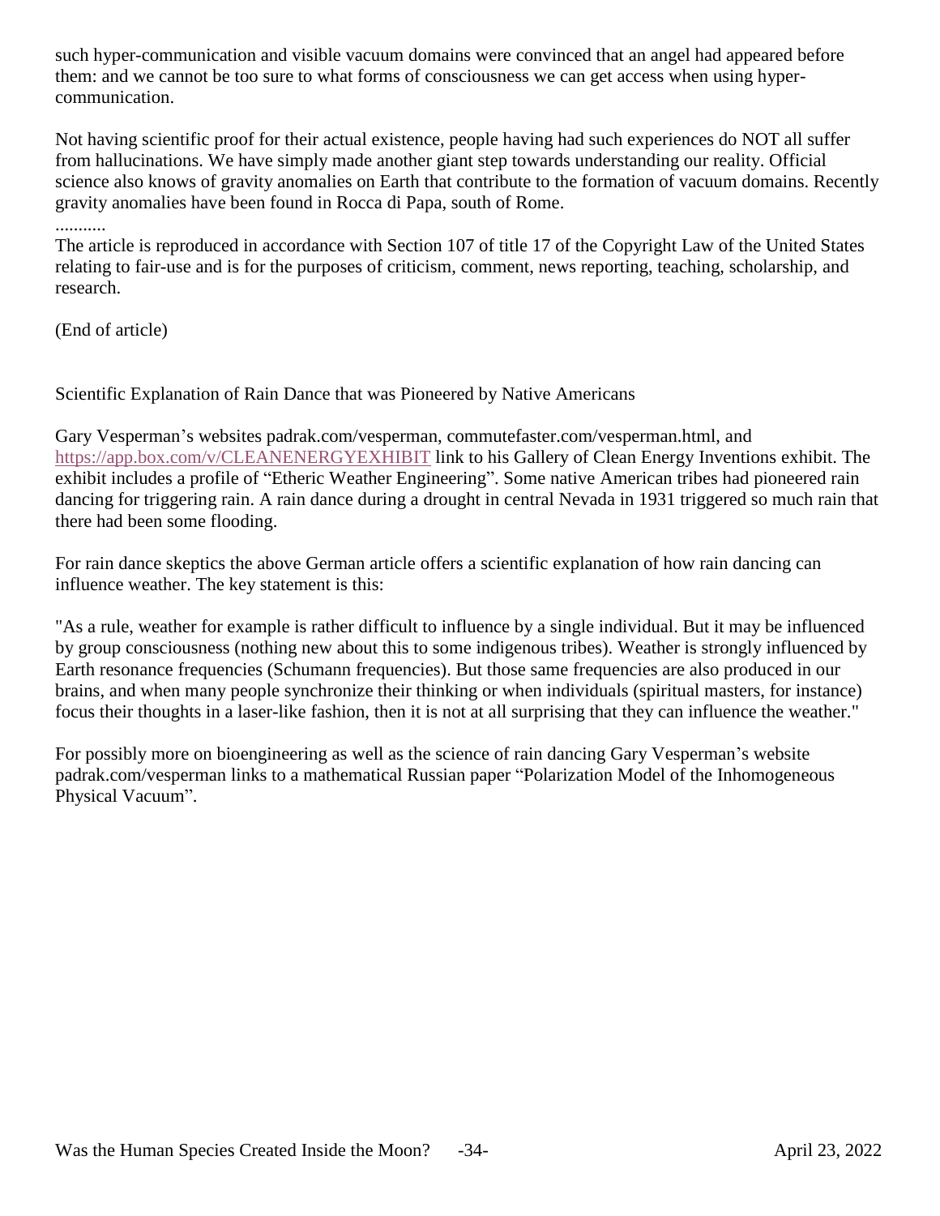such hyper-communication and visible vacuum domains were convinced that an angel had appeared before them: and we cannot be too sure to what forms of consciousness we can get access when using hyper-communication.

Not having scientific proof for their actual existence, people having had such experiences do NOT all suffer from hallucinations. We have simply made another giant step towards understanding our reality. Official science also knows of gravity anomalies on Earth that contribute to the formation of vacuum domains. Recently gravity anomalies have been found in Rocca di Papa, south of Rome.

...........

The article is reproduced in accordance with Section 107 of title 17 of the Copyright Law of the United States relating to fair-use and is for the purposes of criticism, comment, news reporting, teaching, scholarship, and research.

(End of article)

Scientific Explanation of Rain Dance that was Pioneered by Native Americans

Gary Vesperman's websites padrak.com/vesperman, commutefaster.com/vesperman.html, and https://app.box.com/v/CLEANENERGYEXHIBIT link to his Gallery of Clean Energy Inventions exhibit. The exhibit includes a profile of "Etheric Weather Engineering". Some native American tribes had pioneered rain dancing for triggering rain. A rain dance during a drought in central Nevada in 1931 triggered so much rain that there had been some flooding.

For rain dance skeptics the above German article offers a scientific explanation of how rain dancing can influence weather. The key statement is this:

"As a rule, weather for example is rather difficult to influence by a single individual. But it may be influenced by group consciousness (nothing new about this to some indigenous tribes). Weather is strongly influenced by Earth resonance frequencies (Schumann frequencies). But those same frequencies are also produced in our brains, and when many people synchronize their thinking or when individuals (spiritual masters, for instance) focus their thoughts in a laser-like fashion, then it is not at all surprising that they can influence the weather."

For possibly more on bioengineering as well as the science of rain dancing Gary Vesperman's website padrak.com/vesperman links to a mathematical Russian paper "Polarization Model of the Inhomogeneous Physical Vacuum".